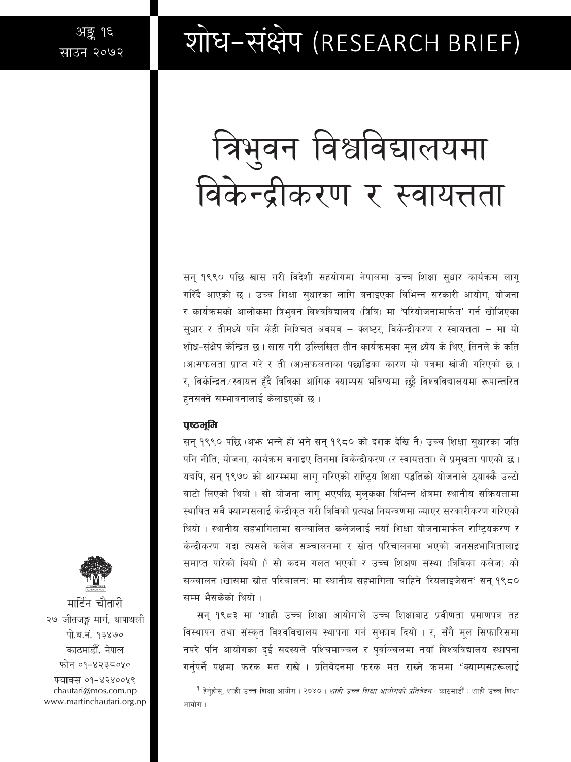अङ्क १६
साउन २०७२

# शोध-संक्षेप (RESEARCH BRIEF)

# त्रिभुवन विश्वविद्यालयमा विकेन्द्रीकरण र स्वायत्तता

सन् १९९० पछि खास गरी विदेशी सहयोगमा नेपालमा उच्च शिक्षा सुधार कार्यक्रम लागू गरिँदै आएको छ । उच्च शिक्षा सुधारका लागि बनाइएका विभिन्न सरकारी आयोग, योजना र कार्यक्रमको आलोकमा त्रिभुवन विश्वविद्यालय (त्रिवि) मा 'परियोजनामार्फत' गर्न खोजिएका सुधार र तीमध्ये पनि केही निश्चित अवयव – क्लस्टर, विकेन्द्रीकरण र स्वायत्तता – मा यो शोध-संक्षेप केन्द्रित छ । खास गरी उल्लिखित तीन कार्यक्रमका मूल ध्येय के थिए, तिनले के कति (अ)सफलता प्राप्त गरे र ती (अ)सफलताका पछाडिका कारण यो पत्रमा खोजी गरिएको छ । र, विकेन्द्रित/स्वायत्त हुँदै त्रिविका आंगिक क्याम्पस भविष्यमा छुट्टै विश्वविद्यालयमा रूपान्तरित हुनसक्ने सम्भावनालाई केलाइएको छ ।

### पृष्ठभूमि

सन् १९९० पछि (अझ भन्ने हो भने सन् १९८० को दशक देखि नै) उच्च शिक्षा सुधारका जति पनि नीति, योजना, कार्यक्रम बनाइए तिनमा विकेन्द्रीकरण (र स्वायत्तता) ले प्रमुखता पाएको छ । यद्यपि, सन् १९७० को आरम्भमा लागू गरिएको राष्ट्रिय शिक्षा पद्धतिको योजनाले ठ्याक्कै उल्टो बाटो लिएको थियो । सो योजना लागू भएपछि मुलुकका विभिन्न क्षेत्रमा स्थानीय सक्रियतामा स्थापित सबै क्याम्पसलाई केन्द्रीकृत गरी त्रिविको प्रत्यक्ष नियन्त्रणमा ल्याएर सरकारीकरण गरिएको थियो । स्थानीय सहभागितामा सञ्चालित कलेजलाई नयाँ शिक्षा योजनामार्फत राष्ट्रियकरण र केन्द्रीकरण गर्दा त्यसले कलेज सञ्चालनमा र स्रोत परिचालनमा भएको जनसहभागितालाई समाप्त पारेको थियो ।[1] सो कदम गलत भएको र उच्च शिक्षण संस्था (त्रिविका कलेज) को सञ्चालन (खासमा स्रोत परिचालन) मा स्थानीय सहभागिता चाहिने 'रियलाइजेसन' सन् १९८० सम्म भैसकेको थियो ।

सन् १९८३ मा 'शाही उच्च शिक्षा आयोग'ले उच्च शिक्षाबाट प्रवीणता प्रमाणपत्र तह विस्थापन तथा संस्कृत विश्वविद्यालय स्थापना गर्न सुझाव दियो । र, सँगै मूल सिफारिसमा नपरे पनि आयोगका दुई सदस्यले पश्चिमाञ्चल र पूर्वाञ्चलमा नयाँ विश्वविद्यालय स्थापना गर्नुपर्ने पक्षमा फरक मत राखे । प्रतिवेदनमा फरक मत राख्ने क्रममा "क्याम्पसहरूलाई

[1] हेर्नुहोस्, शाही उच्च शिक्षा आयोग । २०४० । *शाही उच्च शिक्षा आयोगको प्रतिवेदन* । काठमाडौं : शाही उच्च शिक्षा आयोग ।

मार्टिन चौतारी
२७ जीतजङ्ग मार्ग, थापाथली
पो.ब.नं. १३४७०
काठमाडौँ, नेपाल
फोन ०१-४२३८०५०
फ्याक्स ०१-४२४००५९
chautari@mos.com.np
www.martinchautari.org.np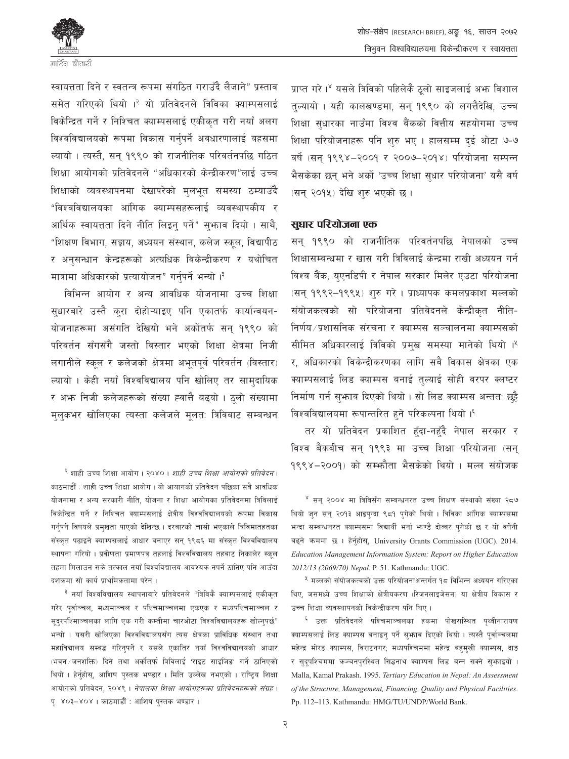स्वायत्तता दिने र स्वतन्त्र रूपमा संगठित गराउँदै लैजाने" प्रस्ताव समेत गरिएको थियो ।[२] यो प्रतिवेदनले त्रिविका क्याम्पसलाई विकेन्द्रित गर्ने र निश्चित क्याम्पसलाई एकीकृत गरी नयाँ अलग विश्वविद्यालयको रूपमा विकास गर्नुपर्ने अवधारणालाई बहसमा ल्यायो । त्यस्तै, सन् १९९० को राजनीतिक परिवर्तनपछि गठित शिक्षा आयोगको प्रतिवेदनले "अधिकारको केन्द्रीकरण"लाई उच्च शिक्षाको व्यवस्थापनमा देखापरेको मुलभूत समस्या ठम्याउँदै "विश्वविद्यालयका आंगिक क्याम्पसहरूलाई व्यवस्थापकीय र आर्थिक स्वायत्तता दिने नीति लिइनु पर्ने" सुझाव दियो । साथै, "शिक्षण विभाग, सङ्काय, अध्ययन संस्थान, कलेज स्कूल, विद्यापीठ र अनुसन्धान केन्द्रहरूको अत्यधिक विकेन्द्रीकरण र यथोचित मात्रामा अधिकारको प्रत्यायोजन" गर्नुपर्ने भन्यो ।[३]

विभिन्न आयोग र अन्य आवधिक योजनामा उच्च शिक्षा सुधारबारे उस्तै कुरा दोहोऱ्याइए पनि एकातर्फ कार्यान्वयन-योजनाहरूमा असंगति देखियो भने अर्कोतर्फ सन् १९९० को परिवर्तन सँगसँगै जस्तो विस्तार भएको शिक्षा क्षेत्रमा निजी लगानीले स्कूल र कलेजको क्षेत्रमा अभूतपूर्व परिवर्तन (विस्तार) ल्यायो । केही नयाँ विश्वविद्यालय पनि खोलिए तर सामुदायिक र अझ निजी कलेजहरूको संख्या ह्वात्तै बढ्यो । ठूलो संख्यामा मुलुकभर खोलिएका त्यस्ता कलेजले मूलतः त्रिविबाट सम्बन्धन प्राप्त गरे ।[४] यसले त्रिविको पहिलेकै ठूलो साइजलाई अझ विशाल तुल्यायो । यही कालखण्डमा, सन् १९९० को लगत्तैदेखि, उच्च शिक्षा सुधारका नाउँमा विश्व बैंकको वित्तीय सहयोगमा उच्च शिक्षा परियोजनाहरू पनि शुरु भए । हालसम्म दुई ओटा ७-७ वर्षे (सन् १९९४–२००१ र २००७–२०१४) परियोजना सम्पन्न भैसकेका छन् भने अर्को 'उच्च शिक्षा सुधार परियोजना' यसै वर्ष (सन् २०१५) देखि शुरु भएको छ ।

## सुधार परियोजना एक

सन् १९९० को राजनीतिक परिवर्तनपछि नेपालको उच्च शिक्षासम्बन्धमा र खास गरी त्रिविलाई केन्द्रमा राखी अध्ययन गर्न विश्व बैंक, युएनडिपी र नेपाल सरकार मिलेर एउटा परियोजना (सन् १९९२–१९९५) शुरु गरे । प्राध्यापक कमलप्रकाश मल्लको संयोजकत्वको सो परियोजना प्रतिवेदनले केन्द्रीकृत नीति-निर्णय/प्रशासनिक संरचना र क्याम्पस सञ्चालनमा क्याम्पसको सीमित अधिकारलाई त्रिविको प्रमुख समस्या मानेको थियो ।[५] र, अधिकारको विकेन्द्रीकरणका लागि सबै विकास क्षेत्रका एक क्याम्पसलाई लिड क्याम्पस बनाई तुल्याई सोही वरपर क्लष्टर निर्माण गर्न सुझाव दिएको थियो । सो लिड क्याम्पस अन्ततः छुट्टै विश्वविद्यालयमा रूपान्तरित हुने परिकल्पना थियो ।[६]

तर यो प्रतिवेदन प्रकाशित हुँदा-नहुँदै नेपाल सरकार र विश्व बैंकबीच सन् १९९३ मा उच्च शिक्षा परियोजना (सन् १९९४–२००१) को सम्झौता भैसकेको थियो । मल्ल संयोजक

---

[२] शाही उच्च शिक्षा आयोग । २०४० । *शाही उच्च शिक्षा आयोगको प्रतिवेदन* । काठमाडौं : शाही उच्च शिक्षा आयोग । यो आयागको प्रतिवेदन पछिका सबै आवधिक योजनामा र अन्य सरकारी नीति, योजना र शिक्षा आयोगका प्रतिवेदनमा त्रिविलाई विकेन्द्रित गर्ने र निश्चित क्याम्पसलाई क्षेत्रीय विश्वविद्यालयको रूपमा विकास गर्नुपर्ने विषयले प्रमुखता पाएको देखिन्छ । दरबारको चासो भएकाले त्रिविमातहतका संस्कृत पढाइने क्याम्पसलाई आधार बनाएर सन् १९८६ मा संस्कृत विश्वविद्यालय स्थापना गरियो । प्रवीणता प्रमाणपत्र तहलाई विश्वविद्यालय तहबाट निकालेर स्कूल तहमा मिलाउन सके तत्काल नयाँ विश्वविद्यालय आवश्यक नपर्ने ठानिए पनि आउँदा दशकमा सो कार्य प्राथमिकतामा परेन ।

[३] नयाँ विश्वविद्यालय स्थापनाबारे प्रतिवेदनले "त्रिविकै क्याम्पसलाई एकीकृत गरेर पूर्वाञ्चल, मध्यमाञ्चल र पश्चिमाञ्चलमा एकएक र मध्यपश्चिमाञ्चल र सुदुरपश्चिमाञ्चलका लागि एक गरी कम्तीमा चारओटा विश्वविद्यालयहरू खोल्नुपर्छ" भन्यो । यसरी खोलिएका विश्वविद्यालयसँग त्यस क्षेत्रका प्राविधिक संस्थान तथा महाविद्यालय सम्बद्ध गरिनुपर्ने र यसले एकातिर नयाँ विश्वविद्यालयको आधार (भवन/जनशक्ति) दिने तथा अर्कोतर्फ त्रिविलाई 'राइट साइजिङ' गर्ने ठानिएको थियो । हेर्नुहोस्, आशिष पुस्तक भण्डार । मिति उल्लेख नभएको । राष्ट्रिय शिक्षा आयोगको प्रतिवेदन, २०४९ । *नेपालका शिक्षा आयोगहरूका प्रतिवेदनहरूको संग्रह* । पृ. ४०३–४०४ । काठमाडौं : आशिष पुस्तक भण्डार ।

[४] सन् २००४ मा त्रिविसँग सम्बन्धनरत उच्च शिक्षण संस्थाको संख्या २८७ थियो जुन सन् २०१३ आइपुग्दा ९८१ पुगेको थियो । त्रिविका आंगिक क्याम्पसमा भन्दा सम्बन्धनरत क्याम्पसमा विद्यार्थी भर्ना झण्डै दोब्बर पुगेको छ र यो वर्षेनी बढ्ने क्रममा छ । हेर्नुहोस्, University Grants Commission (UGC). 2014. *Education Management Information System: Report on Higher Education 2012/13 (2069/70) Nepal*. P. 51. Kathmandu: UGC.

[५] मल्लको संयोजकत्वको उक्त परियोजनाअन्तर्गत १८ विभिन्न अध्ययन गरिएका थिए, जसमध्ये उच्च शिक्षाको क्षेत्रीयकरण (रिजनलाइजेसन) या क्षेत्रीय विकास र उच्च शिक्षा व्यवस्थापनको विकेन्द्रीकरण पनि थिए ।

[६] उक्त प्रतिवेदनले पश्चिमाञ्चलका हकमा पोखरास्थित पृथ्वीनारायण क्याम्पसलाई लिड क्याम्पस बनाइनु पर्ने सुझाव दिएको थियो । त्यस्तै पूर्वाञ्चलमा महेन्द्र मोरङ क्याम्पस, विराटनगर; मध्यपश्चिममा महेन्द्र बहुमुखी क्याम्पस, दाङ र सुदुपश्चिममा कञ्चनपुरस्थित सिद्धनाथ क्याम्पस लिड बन्न सक्ने सुझाइयो । Malla, Kamal Prakash. 1995. *Tertiary Education in Nepal: An Assessment of the Structure, Management, Financing, Quality and Physical Facilities*. Pp. 112–113. Kathmandu: HMG/TU/UNDP/World Bank.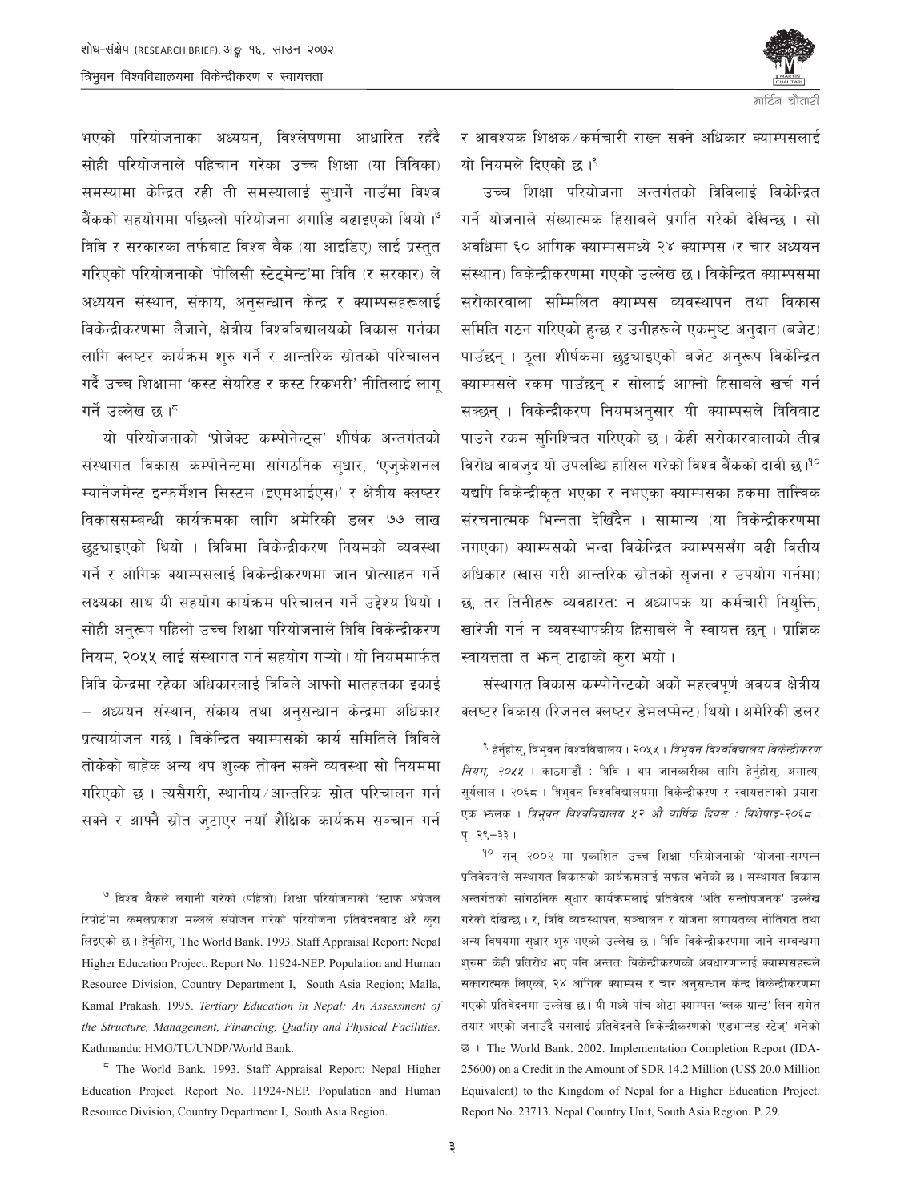भएको परियोजनाका अध्ययन, विश्लेषणमा आधारित रहँदै सोही परियोजनाले पहिचान गरेका उच्च शिक्षा (या त्रिविका) समस्यामा केन्द्रित रही ती समस्यालाई सुधार्ने नाउँमा विश्व बैंकको सहयोगमा पछिल्लो परियोजना अगाडि बढाइएको थियो।[७] त्रिवि र सरकारका तर्फबाट विश्व बैंक (या आइडिए) लाई प्रस्तुत गरिएको परियोजनाको 'पोलिसी स्टेट्मेन्ट'मा त्रिवि (र सरकार) ले अध्ययन संस्थान, संकाय, अनुसन्धान केन्द्र र क्याम्पसहरूलाई विकेन्द्रीकरणमा लैजाने, क्षेत्रीय विश्वविद्यालयको विकास गर्नका लागि क्लष्टर कार्यक्रम शुरु गर्ने र आन्तरिक स्रोतको परिचालन गर्दै उच्च शिक्षामा 'कस्ट सेयरिङ र कस्ट रिकभरी' नीतिलाई लागू गर्ने उल्लेख छ।[८]

यो परियोजनाको 'प्रोजेक्ट कम्पोनेन्ट्स' शीर्षक अन्तर्गतको संस्थागत विकास कम्पोनेन्टमा सांगठनिक सुधार, 'एजुकेशनल म्यानेजमेन्ट इन्फर्मेशन सिस्टम (इएमआईएस)' र क्षेत्रीय क्लष्टर विकाससम्बन्धी कार्यक्रमका लागि अमेरिकी डलर ७७ लाख छुट्ट्याइएको थियो। त्रिविमा विकेन्द्रीकरण नियमको व्यवस्था गर्ने र आंगिक क्याम्पसलाई विकेन्द्रीकरणमा जान प्रोत्साहन गर्ने लक्ष्यका साथ यी सहयोग कार्यक्रम परिचालन गर्ने उद्देश्य थियो। सोही अनुरूप पहिलो उच्च शिक्षा परियोजनाले त्रिवि विकेन्द्रीकरण नियम, २०५५ लाई संस्थागत गर्न सहयोग गर्‍यो। यो नियममार्फत त्रिवि केन्द्रमा रहेका अधिकारलाई त्रिविले आफ्नो मातहतका इकाई – अध्ययन संस्थान, संकाय तथा अनुसन्धान केन्द्रमा अधिकार प्रत्यायोजन गर्छ। विकेन्द्रित क्याम्पसको कार्य समितिले त्रिविले तोकेको बाहेक अन्य थप शुल्क तोक्न सक्ने व्यवस्था सो नियममा गरिएको छ। त्यसैगरी, स्थानीय/आन्तरिक स्रोत परिचालन गर्न सक्ने र आफ्नै स्रोत जुटाएर नयाँ शैक्षिक कार्यक्रम सञ्चान गर्न र आवश्यक शिक्षक/कर्मचारी राख्न सक्ने अधिकार क्याम्पसलाई यो नियमले दिएको छ।[९]

उच्च शिक्षा परियोजना अन्तर्गतको त्रिविलाई विकेन्द्रित गर्ने योजनाले संख्यात्मक हिसाबले प्रगति गरेको देखिन्छ। सो अवधिमा ६० आंगिक क्याम्पसमध्ये २४ क्याम्पस (र चार अध्ययन संस्थान) विकेन्द्रीकरणमा गएको उल्लेख छ। विकेन्द्रित क्याम्पसमा सरोकारवाला सम्मिलित क्याम्पस व्यवस्थापन तथा विकास समिति गठन गरिएको हुन्छ र उनीहरूले एकमुष्ट अनुदान (बजेट) पाउँछन्। ठूला शीर्षकमा छुट्ट्याइएको बजेट अनुरूप विकेन्द्रित क्याम्पसले रकम पाउँछन् र सोलाई आफ्नो हिसाबले खर्च गर्न सक्छन्। विकेन्द्रीकरण नियमअनुसार यी क्याम्पसले त्रिविबाट पाउने रकम सुनिश्चित गरिएको छ। केही सरोकारवालाको तीव्र विरोध बाबजुद यो उपलब्धि हासिल गरेको विश्व बैंकको दावी छ।[१०] यद्यपि विकेन्द्रीकृत भएका र नभएका क्याम्पसका हकमा तात्त्विक संरचनात्मक भिन्नता देखिँदैन। सामान्य (या विकेन्द्रीकरणमा नगएका) क्याम्पसको भन्दा विकेन्द्रित क्याम्पससँग बढी वित्तीय अधिकार (खास गरी आन्तरिक स्रोतको सृजना र उपयोग गर्नमा) छ, तर तिनीहरू व्यवहारतः न अध्यापक या कर्मचारी नियुक्ति, खारेजी गर्न न व्यवस्थापकीय हिसाबले नै स्वायत्त छन्। प्राज्ञिक स्वायत्तता त झन् टाढाको कुरा भयो।

संस्थागत विकास कम्पोनेन्टको अर्को महत्त्वपूर्ण अवयव क्षेत्रीय क्लष्टर विकास (रिजनल क्लष्टर डेभलप्मेन्ट) थियो। अमेरिकी डलर

---

[७] विश्व बैंकले लगानी गरेको (पहिलो) शिक्षा परियोजनाको 'स्टाफ अप्रेजल रिपोर्ट'मा कमलप्रकाश मल्लले संयोजन गरेको परियोजना प्रतिवेदनबाट धेरै कुरा लिइएको छ। हेर्नुहोस्, The World Bank. 1993. Staff Appraisal Report: Nepal Higher Education Project. Report No. 11924-NEP. Population and Human Resource Division, Country Department I, South Asia Region; Malla, Kamal Prakash. 1995. *Tertiary Education in Nepal: An Assessment of the Structure, Management, Financing, Quality and Physical Facilities.* Kathmandu: HMG/TU/UNDP/World Bank.

[८] The World Bank. 1993. Staff Appraisal Report: Nepal Higher Education Project. Report No. 11924-NEP. Population and Human Resource Division, Country Department I, South Asia Region.

[९] हेर्नुहोस्, त्रिभुवन विश्वविद्यालय। २०५५। *त्रिभुवन विश्वविद्यालय विकेन्द्रीकरण नियम, २०५५*। काठमाडौं : त्रिवि। थप जानकारीका लागि हेर्नुहोस्, अमात्य, सूर्यलाल। २०६८। त्रिभुवन विश्वविद्यालयमा विकेन्द्रीकरण र स्वायत्तताको प्रयासः एक झलक। *त्रिभुवन विश्वविद्यालय ५२ औं वार्षिक दिवस : विशेषाङ्क-२०६८*। पृ. २९–३३।

[१०] सन् २००२ मा प्रकाशित उच्च शिक्षा परियोजनाको 'योजना-सम्पन्न प्रतिवेदन'ले संस्थागत विकासको कार्यक्रमलाई सफल भनेको छ। संस्थागत विकास अन्तर्गतको सांगठनिक सुधार कार्यक्रमलाई प्रतिवेदले 'अति सन्तोषजनक' उल्लेख गरेको देखिन्छ। र, त्रिवि व्यवस्थापन, सञ्चालन र योजना लगायतका नीतिगत तथा अन्य विषयमा सुधार शुरु भएको उल्लेख छ। त्रिवि विकेन्द्रीकरणमा जाने सम्बन्धमा शुरुमा केही प्रतिरोध भए पनि अन्ततः विकेन्द्रीकरणको अवधारणालाई क्याम्पसहरूले सकारात्मक लिएको, २४ आंगिक क्याम्पस र चार अनुसन्धान केन्द्र विकेन्द्रीकरणमा गएको प्रतिवेदनमा उल्लेख छ। यी मध्ये पाँच ओटा क्याम्पस 'ब्लक ग्रान्ट' लिन समेत तयार भएको जनाउँदै यसलाई प्रतिवेदनले विकेन्द्रीकरणको 'एडभान्स्ड स्टेज्' भनेको छ। The World Bank. 2002. Implementation Completion Report (IDA-25600) on a Credit in the Amount of SDR 14.2 Million (US$ 20.0 Million Equivalent) to the Kingdom of Nepal for a Higher Education Project. Report No. 23713. Nepal Country Unit, South Asia Region. P. 29.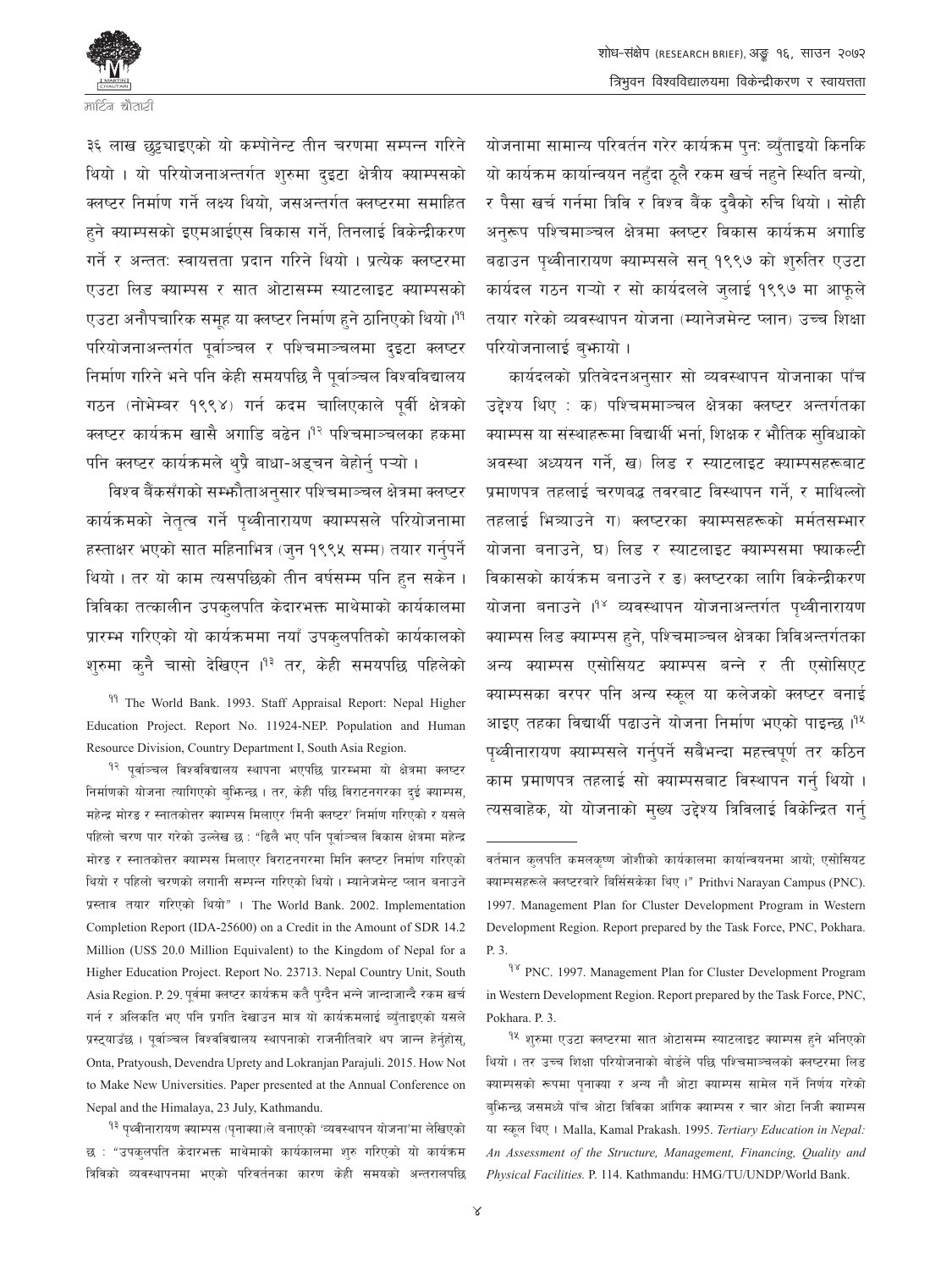३६ लाख छुट्याइएको यो कम्पोनेन्ट तीन चरणमा सम्पन्न गरिने थियो । यो परियोजनाअन्तर्गत शुरुमा दुइटा क्षेत्रीय क्याम्पसको क्लष्टर निर्माण गर्ने लक्ष्य थियो, जसअन्तर्गत क्लष्टरमा समाहित हुने क्याम्पसको इएमआईएस विकास गर्ने, तिनलाई विकेन्द्रीकरण गर्ने र अन्ततः स्वायत्तता प्रदान गरिने थियो । प्रत्येक क्लष्टरमा एउटा लिड क्याम्पस र सात ओटासम्म स्याटलाइट क्याम्पसको एउटा अनौपचारिक समूह या क्लष्टर निर्माण हुने ठानिएको थियो ।[११] परियोजनाअन्तर्गत पूर्वाञ्चल र पश्चिमाञ्चलमा दुइटा क्लष्टर निर्माण गरिने भने पनि केही समयपछि नै पूर्वाञ्चल विश्वविद्यालय गठन (नोभेम्बर १९९४) गर्न कदम चालिएकाले पूर्वी क्षेत्रको क्लष्टर कार्यक्रम खासै अगाडि बढेन ।[१२] पश्चिमाञ्चलका हकमा पनि क्लष्टर कार्यक्रमले थुप्रै बाधा-अड्चन बेहोर्नु पर्‍यो ।

विश्व बैंकसँगको सम्झौताअनुसार पश्चिमाञ्चल क्षेत्रमा क्लष्टर कार्यक्रमको नेतृत्व गर्ने पृथ्वीनारायण क्याम्पसले परियोजनामा हस्ताक्षर भएको सात महिनाभित्र (जुन १९९५ सम्म) तयार गर्नुपर्ने थियो । तर यो काम त्यसपछिको तीन वर्षसम्म पनि हुन सकेन । त्रिविका तत्कालीन उपकुलपति केदारभक्त माथेमाको कार्यकालमा प्रारम्भ गरिएको यो कार्यक्रममा नयाँ उपकुलपतिको कार्यकालको शुरुमा कुनै चासो देखिएन ।[१३] तर, केही समयपछि पहिलेको योजनामा सामान्य परिवर्तन गरेर कार्यक्रम पुनः ब्युँताइयो किनकि यो कार्यक्रम कार्यान्वयन नहुँदा ठूलै रकम खर्च नहुने स्थिति बन्यो, र पैसा खर्च गर्नमा त्रिवि र विश्व बैंक दुवैको रुचि थियो । सोही अनुरूप पश्चिमाञ्चल क्षेत्रमा क्लष्टर विकास कार्यक्रम अगाडि बढाउन पृथ्वीनारायण क्याम्पसले सन् १९९७ को शुरुतिर एउटा कार्यदल गठन गर्‍यो र सो कार्यदलले जुलाई १९९७ मा आफूले तयार गरेको व्यवस्थापन योजना (म्यानेजमेन्ट प्लान) उच्च शिक्षा परियोजनालाई बुझायो ।

कार्यदलको प्रतिवेदनअनुसार सो व्यवस्थापन योजनाका पाँच उद्देश्य थिए : क) पश्चिममाञ्चल क्षेत्रका क्लष्टर अन्तर्गतका क्याम्पस या संस्थाहरूमा विद्यार्थी भर्ना, शिक्षक र भौतिक सुविधाको अवस्था अध्ययन गर्ने, ख) लिड र स्याटलाइट क्याम्पसहरूबाट प्रमाणपत्र तहलाई चरणबद्ध तवरबाट विस्थापन गर्ने, र माथिल्लो तहलाई भित्र्याउने ग) क्लष्टरका क्याम्पसहरूको मर्मतसम्भार योजना बनाउने, घ) लिड र स्याटलाइट क्याम्पसमा फ्याकल्टी विकासको कार्यक्रम बनाउने र ङ) क्लष्टरका लागि विकेन्द्रीकरण योजना बनाउने ।[१४] व्यवस्थापन योजनाअन्तर्गत पृथ्वीनारायण क्याम्पस लिड क्याम्पस हुने, पश्चिमाञ्चल क्षेत्रका त्रिविअन्तर्गतका अन्य क्याम्पस एसोसियट क्याम्पस बन्ने र ती एसोसिएट क्याम्पसका वरपर पनि अन्य स्कूल या कलेजको क्लष्टर बनाई आइए तहका विद्यार्थी पढाउने योजना निर्माण भएको पाइन्छ ।[१५] पृथ्वीनारायण क्याम्पसले गर्नुपर्ने सबैभन्दा महत्त्वपूर्ण तर कठिन काम प्रमाणपत्र तहलाई सो क्याम्पसबाट विस्थापन गर्नु थियो । त्यसबाहेक, यो योजनाको मुख्य उद्देश्य त्रिविलाई विकेन्द्रित गर्नु

---

[११] The World Bank. 1993. Staff Appraisal Report: Nepal Higher Education Project. Report No. 11924-NEP. Population and Human Resource Division, Country Department I, South Asia Region.

[१२] पूर्वाञ्चल विश्वविद्यालय स्थापना भएपछि प्रारम्भमा यो क्षेत्रमा क्लष्टर निर्माणको योजना त्यागिएको बुझिन्छ । तर, केही पछि विराटनगरका दुई क्याम्पस, महेन्द्र मोरङ र स्नातकोत्तर क्याम्पस मिलाएर 'मिनी क्लष्टर' निर्माण गरिएको र यसले पहिलो चरण पार गरेको उल्लेख छ : "ढिलै भए पनि पूर्वाञ्चल विकास क्षेत्रमा महेन्द्र मोरङ र स्नातकोत्तर क्याम्पस मिलाएर विराटनगरमा मिनि क्लष्टर निर्माण गरिएको थियो र पहिलो चरणको लगानी सम्पन्न गरिएको थियो । म्यानेजमेन्ट प्लान बनाउने प्रस्ताव तयार गरिएको थियो" । The World Bank. 2002. Implementation Completion Report (IDA-25600) on a Credit in the Amount of SDR 14.2 Million (US$ 20.0 Million Equivalent) to the Kingdom of Nepal for a Higher Education Project. Report No. 23713. Nepal Country Unit, South Asia Region. P. 29. पूर्वमा क्लष्टर कार्यक्रम कतै पुग्दैन भन्ने जान्दाजान्दै रकम खर्च गर्न र अलिकति भए पनि प्रगति देखाउन मात्र यो कार्यक्रमलाई ब्युँताइएको यसले प्रस्ट्याउँछ । पूर्वाञ्चल विश्वविद्यालय स्थापनाको राजनीतिबारे थप जान्न हेर्नुहोस्, Onta, Pratyoush, Devendra Uprety and Lokranjan Parajuli. 2015. How Not to Make New Universities. Paper presented at the Annual Conference on Nepal and the Himalaya, 23 July, Kathmandu.

[१३] पृथ्वीनारायण क्याम्पस (पृनाक्या)ले बनाएको 'व्यवस्थापन योजना'मा लेखिएको छ : "उपकुलपति केदारभक्त माथेमाको कार्यकालमा शुरु गरिएको यो कार्यक्रम त्रिविको व्यवस्थापनमा भएको परिवर्तनका कारण केही समयको अन्तरालपछि वर्तमान कुलपति कमलकृष्ण जोशीको कार्यकालमा कार्यान्वयनमा आयो; एसोसियट क्याम्पसहरूले क्लष्टरबारे बिर्सिसकेका थिए ।" Prithvi Narayan Campus (PNC). 1997. Management Plan for Cluster Development Program in Western Development Region. Report prepared by the Task Force, PNC, Pokhara. P. 3.

[१४] PNC. 1997. Management Plan for Cluster Development Program in Western Development Region. Report prepared by the Task Force, PNC, Pokhara. P. 3.

[१५] शुरुमा एउटा क्लष्टरमा सात ओटासम्म स्याटलाइट क्याम्पस हुने भनिएको थियो । तर उच्च शिक्षा परियोजनाको बोर्डले पछि पश्चिमाञ्चलको क्लष्टरमा लिड क्याम्पसको रूपमा पृनाक्या र अन्य नौ ओटा क्याम्पस सामेल गर्ने निर्णय गरेको बुझिन्छ जसमध्ये पाँच ओटा त्रिविका आंगिक क्याम्पस र चार ओटा निजी क्याम्पस या स्कूल थिए । Malla, Kamal Prakash. 1995. *Tertiary Education in Nepal: An Assessment of the Structure, Management, Financing, Quality and Physical Facilities.* P. 114. Kathmandu: HMG/TU/UNDP/World Bank.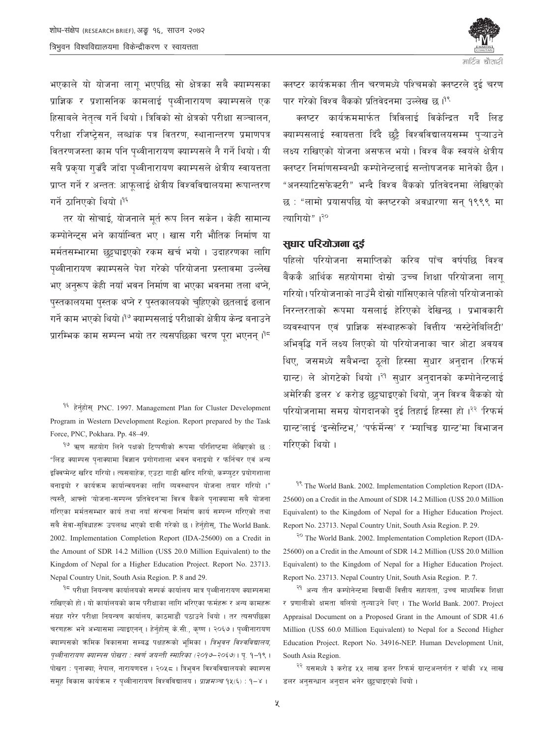भएकाले यो योजना लागू भएपछि सो क्षेत्रका सबै क्याम्पसका प्राज्ञिक र प्रशासनिक कामलाई पृथ्वीनारायण क्याम्पसले एक हिसाबले नेतृत्व गर्ने थियो । त्रिविको सो क्षेत्रको परीक्षा सञ्चालन, परीक्षा रजिष्ट्रेसन, लब्धांक पत्र वितरण, स्थानान्तरण प्रमाणपत्र वितरणजस्ता काम पनि पृथ्वीनारायण क्याम्पसले नै गर्ने थियो । यी सबै प्रकृया गुज्रँदै जाँदा पृथ्वीनारायण क्याम्पसले क्षेत्रीय स्वायत्तता प्राप्त गर्ने र अन्ततः आफूलाई क्षेत्रीय विश्वविद्यालयमा रूपान्तरण गर्ने ठानिएको थियो ।[१६]

तर यो सोचाई, योजनाले मूर्त रूप लिन सकेन । केही सामान्य कम्पोनेन्ट्स भने कार्यान्वित भए । खास गरी भौतिक निर्माण या मर्मतसम्भारमा छुट्याइएको रकम खर्च भयो । उदाहरणका लागि पृथ्वीनारायण क्याम्पसले पेश गरेको परियोजना प्रस्तावमा उल्लेख भए अनुरूप केही नयाँ भवन निर्माण वा भएका भवनमा तला थप्ने, पुस्तकालयमा पुस्तक थप्ने र पुस्तकालयको चुहिएको छतलाई ढलान गर्ने काम भएको थियो ।[१७] क्याम्पसलाई परीक्षाको क्षेत्रीय केन्द्र बनाउने प्रारम्भिक काम सम्पन्न भयो तर त्यसपछिका चरण पूरा भएनन् ।[१८]

क्लष्टर कार्यक्रमका तीन चरणमध्ये पश्चिमको क्लष्टरले दुई चरण पार गरेको विश्व बैंकको प्रतिवेदनमा उल्लेख छ ।[१९]

क्लष्टर कार्यक्रममार्फत त्रिविलाई विकेन्द्रित गर्दै लिड क्याम्पसलाई स्वायत्तता दिँदै छुट्टै विश्वविद्यालयसम्म पुऱ्याउने लक्ष्य राखिएको योजना असफल भयो । विश्व बैंक स्वयंले क्षेत्रीय क्लष्टर निर्माणसम्बन्धी कम्पोनेन्टलाई सन्तोषजनक मानेको छैन । "अनस्याटिसफेक्टरी" भन्दै विश्व बैंकको प्रतिवेदनमा लेखिएको छ : "लामो प्रयासपछि यो क्लष्टरको अवधारणा सन् १९९९ मा त्यागियो" ।[२०]

## सुधार परियोजना दुई

पहिलो परियोजना समाप्तिको करिब पाँच वर्षपछि विश्व बैंककै आर्थिक सहयोगमा दोस्रो उच्च शिक्षा परियोजना लागू गरियो । परियोजनाको नाउँमै दोस्रो गाँसिएकाले पहिलो परियोजनाको निरन्तरताको रूपमा यसलाई हेरिएको देखिन्छ । प्रभावकारी व्यवस्थापन एवं प्राज्ञिक संस्थाहरूको वित्तीय 'सस्टेनेबिलिटी' अभिवृद्धि गर्ने लक्ष्य लिएको यो परियोजनाका चार ओटा अवयव थिए, जसमध्ये सबैभन्दा ठूलो हिस्सा सुधार अनुदान (रिफर्म ग्रान्ट) ले ओगटेको थियो ।[२१] सुधार अनुदानको कम्पोनेन्टलाई अमेरिकी डलर ४ करोड छुट्याइएको थियो, जुन विश्व बैंकको यो परियोजनामा समग्र योगदानको दुई तिहाई हिस्सा हो ।[२२] 'रिफर्म ग्रान्ट'लाई 'इन्सेन्टिभ,' 'पर्फमेन्स' र 'म्याचिङ ग्रान्ट'मा विभाजन गरिएको थियो ।

---

[१६] हेर्नुहोस् PNC. 1997. Management Plan for Cluster Development Program in Western Development Region. Report prepared by the Task Force, PNC, Pokhara. Pp. 48–49.

[१७] ऋण सहयोग लिने पक्षको टिप्पणीको रूपमा परिशिष्टमा लेखिएको छ : "लिड क्याम्पस पृनाक्यामा विज्ञान प्रयोगशाला भवन बनाइयो र फर्निचर एवं अन्य इक्विप्मेन्ट खरिद गरियो । त्यसबाहेक, एउटा गाडी खरिद गरियो, कम्प्युटर प्रयोगशाला बनाइयो र कार्यक्रम कार्यान्वयनका लागि व्यवस्थापन योजना तयार गरियो ।" त्यस्तै, आफ्नो 'योजना-सम्पन्न प्रतिवेदन'मा विश्व बैंकले पृनाक्यामा सबै योजना गरिएका मर्मतसम्भार कार्य तथा नयाँ संरचना निर्माण कार्य सम्पन्न गरिएको तथा सबै सेवा-सुविधाहरू उपलब्ध भएको दावी गरेको छ । हेर्नुहोस्, The World Bank. 2002. Implementation Completion Report (IDA-25600) on a Credit in the Amount of SDR 14.2 Million (US$ 20.0 Million Equivalent) to the Kingdom of Nepal for a Higher Education Project. Report No. 23713. Nepal Country Unit, South Asia Region. P. 8 and 29.

[१८] परीक्षा नियन्त्रण कार्यालयको सम्पर्क कार्यालय मात्र पृथ्वीनारायण क्याम्पसमा राखिएको हो । यो कार्यालयको काम परीक्षाका लागि भरिएका फर्महरू र अन्य कामहरू संग्रह गरेर परीक्षा नियन्त्रण कार्यालय, काठमाडौं पठाउने थियो । तर त्यसपछिका चरणहरू भने अभ्यासमा ल्याइएनन् । हेर्नुहोस् के.सी., कृष्ण । २०६७ । पृथ्वीनारायण क्याम्पसको क्रमिक विकासमा सम्बद्ध पक्षहरूको भूमिका । *त्रिभुवन विश्वविद्यालय, पृथ्वीनारायण क्याम्पस पोखरा : स्वर्ण जयन्ती स्मारिका (२०१७–२०६७)*। पृ. १–१९ । पोखरा : पृनाक्या; नेपाल, नारायणदत्त । २०५८ । त्रिभुवन विश्वविद्यालयको क्याम्पस समूह विकास कार्यक्रम र पृथ्वीनारायण विश्वविद्यालय । *प्राज्ञमञ्च* १५(६) : १–४ ।

[१९] The World Bank. 2002. Implementation Completion Report (IDA-25600) on a Credit in the Amount of SDR 14.2 Million (US$ 20.0 Million Equivalent) to the Kingdom of Nepal for a Higher Education Project. Report No. 23713. Nepal Country Unit, South Asia Region. P. 29.

[२०] The World Bank. 2002. Implementation Completion Report (IDA-25600) on a Credit in the Amount of SDR 14.2 Million (US$ 20.0 Million Equivalent) to the Kingdom of Nepal for a Higher Education Project. Report No. 23713. Nepal Country Unit, South Asia Region. P. 7.

[२१] अन्य तीन कम्पोनेन्टमा विद्यार्थी वित्तीय सहायता, उच्च माध्यमिक शिक्षा र प्रणालीको क्षमता बलियो तुल्याउने थिए । The World Bank. 2007. Project Appraisal Document on a Proposed Grant in the Amount of SDR 41.6 Million (US$ 60.0 Million Equivalent) to Nepal for a Second Higher Education Project. Report No. 34916-NEP. Human Development Unit, South Asia Region.

[२२] यसमध्ये ३ करोड ५५ लाख डलर रिफर्म ग्रान्टअन्तर्गत र बाँकी ४५ लाख डलर अनुसन्धान अनुदान भनेर छुट्याइएको थियो ।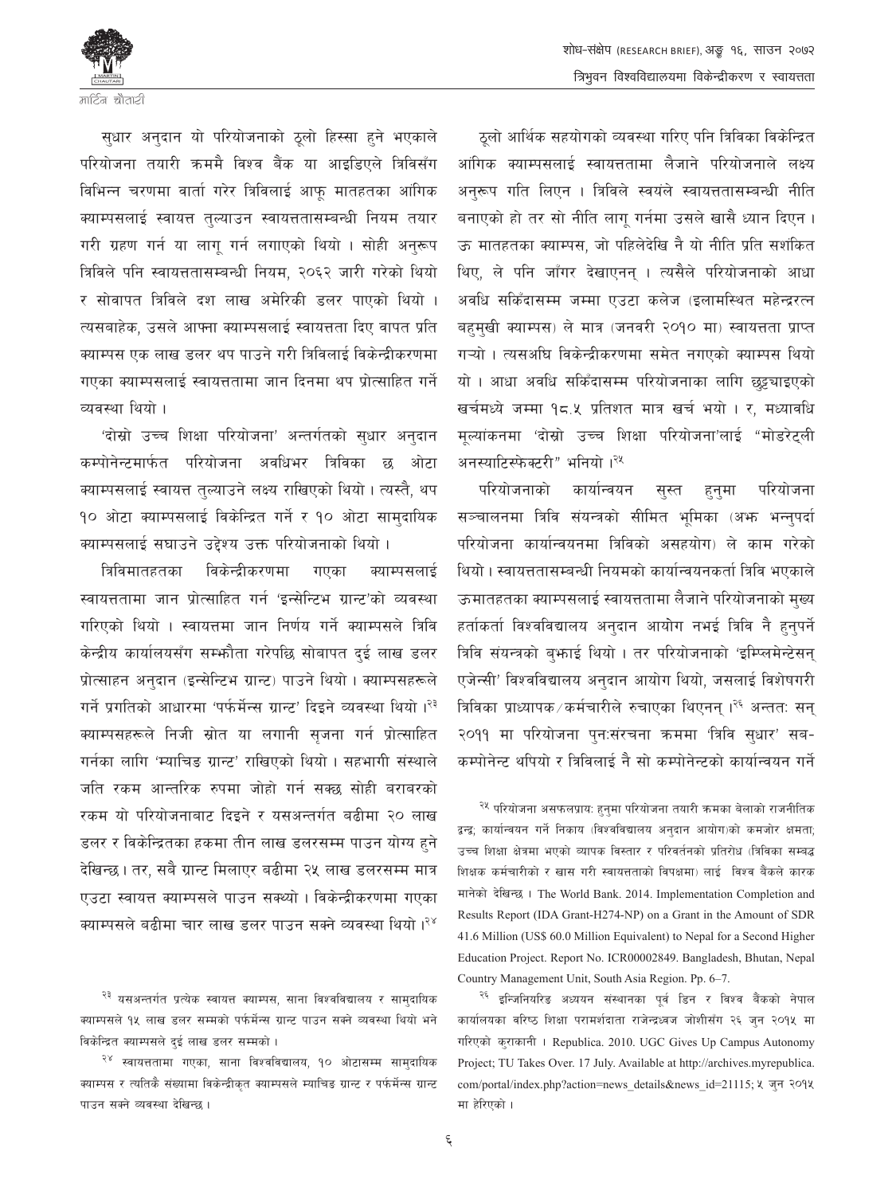सुधार अनुदान यो परियोजनाको ठूलो हिस्सा हुने भएकाले परियोजना तयारी क्रममै विश्व बैंक या आइडिएले त्रिविसँग विभिन्न चरणमा वार्ता गरेर त्रिविलाई आफू मातहतका आंगिक क्याम्पसलाई स्वायत्त तुल्याउन स्वायत्ततासम्बन्धी नियम तयार गरी ग्रहण गर्न या लागू गर्न लगाएको थियो । सोही अनुरूप त्रिविले पनि स्वायत्ततासम्बन्धी नियम, २०६२ जारी गरेको थियो र सोवापत त्रिविले दश लाख अमेरिकी डलर पाएको थियो । त्यसबाहेक, उसले आफ्ना क्याम्पसलाई स्वायत्तता दिए वापत प्रति क्याम्पस एक लाख डलर थप पाउने गरी त्रिविलाई विकेन्द्रीकरणमा गएका क्याम्पसलाई स्वायत्ततामा जान दिनमा थप प्रोत्साहित गर्ने व्यवस्था थियो ।

'दोस्रो उच्च शिक्षा परियोजना' अन्तर्गतको सुधार अनुदान कम्पोनेन्टमार्फत परियोजना अवधिभर त्रिविका छ ओटा क्याम्पसलाई स्वायत्त तुल्याउने लक्ष्य राखिएको थियो । त्यस्तै, थप १० ओटा क्याम्पसलाई विकेन्द्रित गर्ने र १० ओटा सामुदायिक क्याम्पसलाई सघाउने उद्देश्य उक्त परियोजनाको थियो ।

त्रिविमातहतका विकेन्द्रीकरणमा गएका क्याम्पसलाई स्वायत्ततामा जान प्रोत्साहित गर्न 'इन्सेन्टिभ ग्रान्ट'को व्यवस्था गरिएको थियो । स्वायत्तमा जान निर्णय गर्ने क्याम्पसले त्रिवि केन्द्रीय कार्यालयसँग सम्झौता गरेपछि सोबापत दुई लाख डलर प्रोत्साहन अनुदान (इन्सेन्टिभ ग्रान्ट) पाउने थियो । क्याम्पसहरूले गर्ने प्रगतिको आधारमा 'पर्फर्मेन्स ग्रान्ट' दिइने व्यवस्था थियो ।[२३] क्याम्पसहरूले निजी स्रोत या लगानी सृजना गर्न प्रोत्साहित गर्नका लागि 'म्याचिङ ग्रान्ट' राखिएको थियो । सहभागी संस्थाले जति रकम आन्तरिक रुपमा जोहो गर्न सक्छ सोही बराबरको रकम यो परियोजनाबाट दिइने र यसअन्तर्गत बढीमा २० लाख डलर र विकेन्द्रितका हकमा तीन लाख डलरसम्म पाउन योग्य हुने देखिन्छ । तर, सबै ग्रान्ट मिलाएर बढीमा २५ लाख डलरसम्म मात्र एउटा स्वायत्त क्याम्पसले पाउन सक्थ्यो । विकेन्द्रीकरणमा गएका क्याम्पसले बढीमा चार लाख डलर पाउन सक्ने व्यवस्था थियो ।[२४]

ठूलो आर्थिक सहयोगको व्यवस्था गरिए पनि त्रिविका विकेन्द्रित आंगिक क्याम्पसलाई स्वायत्ततामा लैजाने परियोजनाले लक्ष्य अनुरूप गति लिएन । त्रिविले स्वयंले स्वायत्ततासम्बन्धी नीति बनाएको हो तर सो नीति लागू गर्नमा उसले खासै ध्यान दिएन । ऊ मातहतका क्याम्पस, जो पहिलेदेखि नै यो नीति प्रति सशंकित थिए, ले पनि जाँगर देखाएनन् । त्यसैले परियोजनाको आधा अवधि सकिँदासम्म जम्मा एउटा कलेज (इलामस्थित महेन्द्ररत्न बहुमुखी क्याम्पस) ले मात्र (जनवरी २०१० मा) स्वायत्तता प्राप्त गर्‍यो । त्यसअघि विकेन्द्रीकरणमा समेत नगएको क्याम्पस थियो यो । आधा अवधि सकिँदासम्म परियोजनाका लागि छुट्टयाइएको खर्चमध्ये जम्मा १८.५ प्रतिशत मात्र खर्च भयो । र, मध्यावधि मूल्यांकनमा 'दोस्रो उच्च शिक्षा परियोजना'लाई "मोडरेट्ली अनस्याटिस्फेक्टरी" भनियो ।[२५]

परियोजनाको कार्यान्वयन सुस्त हुनुमा परियोजना सञ्चालनमा त्रिवि संयन्त्रको सीमित भूमिका (अझ भन्नुपर्दा परियोजना कार्यान्वयनमा त्रिविको असहयोग) ले काम गरेको थियो । स्वायत्ततासम्बन्धी नियमको कार्यान्वयनकर्ता त्रिवि भएकाले ऊमातहतका क्याम्पसलाई स्वायत्ततामा लैजाने परियोजनाको मुख्य हर्ताकर्ता विश्वविद्यालय अनुदान आयोग नभई त्रिवि नै हुनुपर्ने त्रिवि संयन्त्रको बुझाई थियो । तर परियोजनाको 'इम्प्लिमेन्टेसन् एजेन्सी' विश्वविद्यालय अनुदान आयोग थियो, जसलाई विशेषगरी त्रिविका प्राध्यापक/कर्मचारीले रुचाएका थिएनन् ।[२६] अन्ततः सन् २०११ मा परियोजना पुनःसंरचना क्रममा 'त्रिवि सुधार' सब-कम्पोनेन्ट थपियो र त्रिविलाई नै सो कम्पोनेन्टको कार्यान्वयन गर्ने

---

[२३] यसअन्तर्गत प्रत्येक स्वायत्त क्याम्पस, साना विश्वविद्यालय र सामुदायिक क्याम्पसले १५ लाख डलर सम्मको पर्फर्मेन्स ग्रान्ट पाउन सक्ने व्यवस्था थियो भने विकेन्द्रित क्याम्पसले दुई लाख डलर सम्मको ।

[२४] स्वायत्ततामा गएका, साना विश्वविद्यालय, १० ओटासम्म सामुदायिक क्याम्पस र त्यतिकै संख्यामा विकेन्द्रीकृत क्याम्पसले म्याचिङ ग्रान्ट र पर्फर्मेन्स ग्रान्ट पाउन सक्ने व्यवस्था देखिन्छ ।

[२५] परियोजना असफलप्रायः हुनुमा परियोजना तयारी क्रमका बेलाको राजनीतिक द्वन्द्व; कार्यान्वयन गर्ने निकाय (विश्वविद्यालय अनुदान आयोग)को कमजोर क्षमता; उच्च शिक्षा क्षेत्रमा भएको व्यापक विस्तार र परिवर्तनको प्रतिरोध (त्रिविका सम्बद्ध शिक्षक कर्मचारीको र खास गरी स्वायत्तताको विपक्षमा) लाई विश्व बैंकले कारक मानेको देखिन्छ । The World Bank. 2014. Implementation Completion and Results Report (IDA Grant-H274-NP) on a Grant in the Amount of SDR 41.6 Million (US$ 60.0 Million Equivalent) to Nepal for a Second Higher Education Project. Report No. ICR00002849. Bangladesh, Bhutan, Nepal Country Management Unit, South Asia Region. Pp. 6–7.

[२६] इन्जिनियरिङ अध्ययन संस्थानका पूर्व डिन र विश्व बैंकको नेपाल कार्यालयका वरिष्ठ शिक्षा परामर्शदाता राजेन्द्रध्वज जोशीसँग २६ जुन २०१५ मा गरिएको कुराकानी । Republica. 2010. UGC Gives Up Campus Autonomy Project; TU Takes Over. 17 July. Available at http://archives.myrepublica.com/portal/index.php?action=news_details&news_id=21115; ५ जुन २०१५ मा हेरिएको ।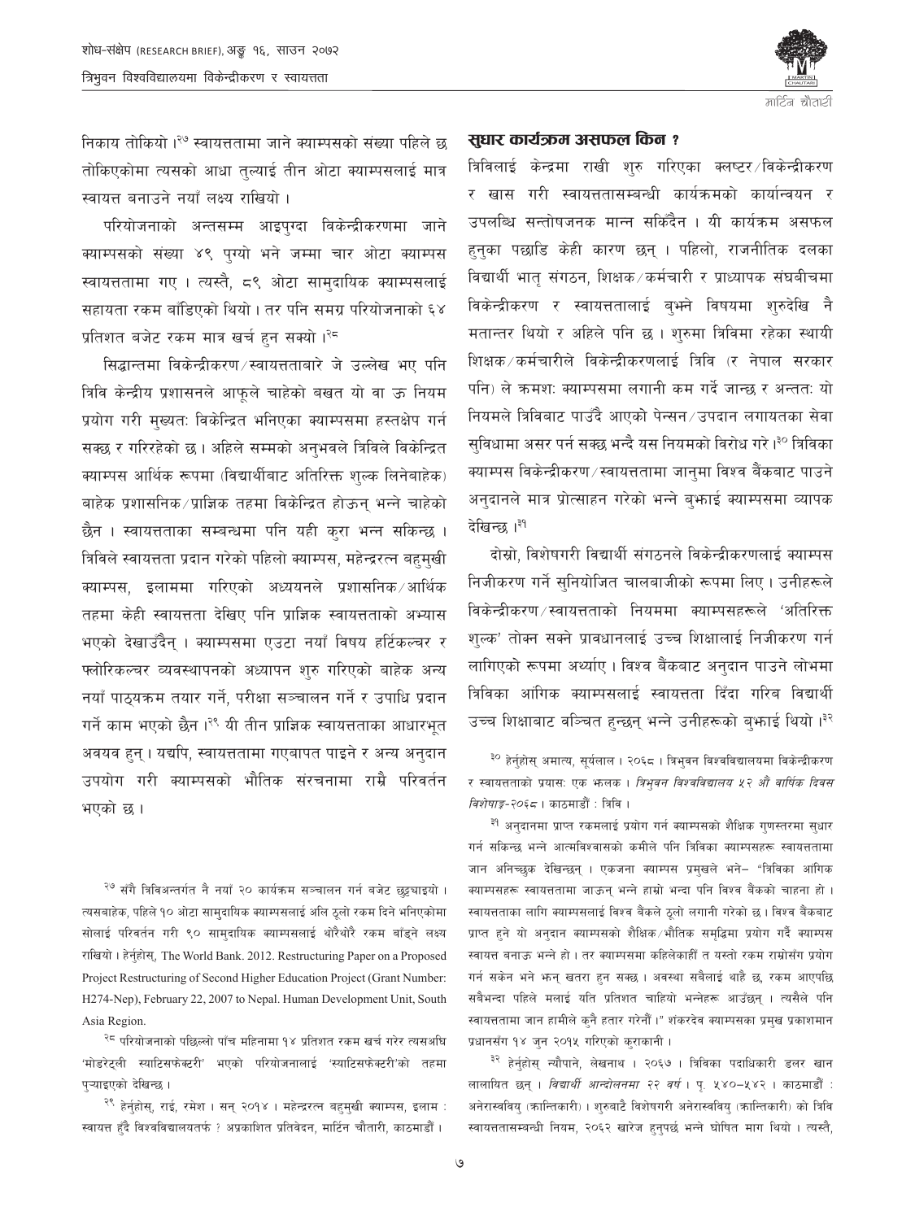निकाय तोकियो ।[२७] स्वायत्ततामा जाने क्याम्पसको संख्या पहिले छ तोकिएकोमा त्यसको आधा तुल्याई तीन ओटा क्याम्पसलाई मात्र स्वायत्त बनाउने नयाँ लक्ष्य राखियो ।

परियोजनाको अन्तसम्म आइपुग्दा विकेन्द्रीकरणमा जाने क्याम्पसको संख्या ४९ पुग्यो भने जम्मा चार ओटा क्याम्पस स्वायत्ततामा गए । त्यस्तै, ८९ ओटा सामुदायिक क्याम्पसलाई सहायता रकम बाँडिएको थियो । तर पनि समग्र परियोजनाको ६४ प्रतिशत बजेट रकम मात्र खर्च हुन सक्यो ।[२८]

सिद्धान्तमा विकेन्द्रीकरण/स्वायत्तताबारे जे उल्लेख भए पनि त्रिवि केन्द्रीय प्रशासनले आफूले चाहेको बखत यो वा ऊ नियम प्रयोग गरी मुख्यतः विकेन्द्रित भनिएका क्याम्पसमा हस्तक्षेप गर्न सक्छ र गरिरहेको छ । अहिले सम्मको अनुभवले त्रिविले विकेन्द्रित क्याम्पस आर्थिक रूपमा (विद्यार्थीबाट अतिरिक्त शुल्क लिनेबाहेक) बाहेक प्रशासनिक/प्राज्ञिक तहमा विकेन्द्रित होऊन् भन्ने चाहेको छैन । स्वायत्तताका सम्बन्धमा पनि यही कुरा भन्न सकिन्छ । त्रिविले स्वायत्तता प्रदान गरेको पहिलो क्याम्पस, महेन्द्ररत्न बहुमुखी क्याम्पस, इलाममा गरिएको अध्ययनले प्रशासनिक/आर्थिक तहमा केही स्वायत्तता देखिए पनि प्राज्ञिक स्वायत्तताको अभ्यास भएको देखाउँदैन् । क्याम्पसमा एउटा नयाँ विषय हर्टिकल्चर र फ्लोरिकल्चर व्यवस्थापनको अध्यापन शुरु गरिएको बाहेक अन्य नयाँ पाठ्यक्रम तयार गर्ने, परीक्षा सञ्चालन गर्ने र उपाधि प्रदान गर्ने काम भएको छैन ।[२९] यी तीन प्राज्ञिक स्वायत्तताका आधारभूत अवयव हुन् । यद्यपि, स्वायत्ततामा गएबापत पाइने र अन्य अनुदान उपयोग गरी क्याम्पसको भौतिक संरचनामा राम्रै परिवर्तन भएको छ ।

## सुधार कार्यक्रम असफल किन ?

त्रिविलाई केन्द्रमा राखी शुरु गरिएका क्लष्टर/विकेन्द्रीकरण र खास गरी स्वायत्ततासम्बन्धी कार्यक्रमको कार्यान्वयन र उपलब्धि सन्तोषजनक मान्न सकिँदैन । यी कार्यक्रम असफल हुनुका पछाडि केही कारण छन् । पहिलो, राजनीतिक दलका विद्यार्थी भातृ संगठन, शिक्षक/कर्मचारी र प्राध्यापक संघबीचमा विकेन्द्रीकरण र स्वायत्ततालाई बुझ्ने विषयमा शुरुदेखि नै मतान्तर थियो र अहिले पनि छ । शुरुमा त्रिविमा रहेका स्थायी शिक्षक/कर्मचारीले विकेन्द्रीकरणलाई त्रिवि (र नेपाल सरकार पनि) ले क्रमशः क्याम्पसमा लगानी कम गर्दै जान्छ र अन्ततः यो नियमले त्रिविबाट पाउँदै आएको पेन्सन/उपदान लगायतका सेवा सुविधामा असर पर्न सक्छ भन्दै यस नियमको विरोध गरे ।[३०] त्रिविका क्याम्पस विकेन्द्रीकरण/स्वायत्ततामा जानुमा विश्व बैंकबाट पाउने अनुदानले मात्र प्रोत्साहन गरेको भन्ने बुझाई क्याम्पसमा व्यापक देखिन्छ ।[३१]

दोस्रो, विशेषगरी विद्यार्थी संगठनले विकेन्द्रीकरणलाई क्याम्पस निजीकरण गर्ने सुनियोजित चालबाजीको रूपमा लिए । उनीहरूले विकेन्द्रीकरण/स्वायत्तताको नियममा क्याम्पसहरूले 'अतिरिक्त शुल्क' तोक्न सक्ने प्रावधानलाई उच्च शिक्षालाई निजीकरण गर्न लागिएको रूपमा अर्थ्याए । विश्व बैंकबाट अनुदान पाउने लोभमा त्रिविका आंगिक क्याम्पसलाई स्वायत्तता दिँदा गरिब विद्यार्थी उच्च शिक्षाबाट वञ्चित हुन्छन् भन्ने उनीहरूको बुझाई थियो ।[३२]

---

[२७] सँगै त्रिविअन्तर्गत नै नयाँ २० कार्यक्रम सञ्चालन गर्न बजेट छुट्याइयो । त्यसबाहेक, पहिले १० ओटा सामुदायिक क्याम्पसलाई अलि ठूलो रकम दिने भनिएकोमा सोलाई परिवर्तन गरी ९० सामुदायिक क्याम्पसलाई थोरैथोरै रकम बाँड्ने लक्ष्य राखियो । हेर्नुहोस्, The World Bank. 2012. Restructuring Paper on a Proposed Project Restructuring of Second Higher Education Project (Grant Number: H274-Nep), February 22, 2007 to Nepal. Human Development Unit, South Asia Region.

[२८] परियोजनाको पछिल्लो पाँच महिनामा १४ प्रतिशत रकम खर्च गरेर त्यसअघि 'मोडरेट्ली स्याटिसफेक्टरी' भएको परियोजनालाई 'स्याटिसफेक्टरी'को तहमा पुऱ्याइएको देखिन्छ ।

[२९] हेर्नुहोस्, राई, रमेश । सन् २०१४ । महेन्द्ररत्न बहुमुखी क्याम्पस, इलाम : स्वायत्त हुँदै विश्वविद्यालयतर्फ ? अप्रकाशित प्रतिवेदन, मार्टिन चौतारी, काठमाडौं ।

[३०] हेर्नुहोस् अमात्य, सूर्यलाल । २०६८ । त्रिभुवन विश्वविद्यालयमा विकेन्द्रीकरण र स्वायत्तताको प्रयासः एक झलक । *त्रिभुवन विश्वविद्यालय ५२ औं वार्षिक दिवस विशेषाङ्क-२०६८* । काठमाडौं : त्रिवि ।

[३१] अनुदानमा प्राप्त रकमलाई प्रयोग गर्न क्याम्पसको शैक्षिक गुणस्तरमा सुधार गर्न सकिन्छ भन्ने आत्मविश्वासको कमीले पनि त्रिविका क्याम्पसहरू स्वायत्ततामा जान अनिच्छुक देखिन्छन् । एकजना क्याम्पस प्रमुखले भने– "त्रिविका आंगिक क्याम्पसहरू स्वायत्ततामा जाऊन् भन्ने हाम्रो भन्दा पनि विश्व बैंकको चाहना हो । स्वायत्तताका लागि क्याम्पसलाई विश्व बैंकले ठूलो लगानी गरेको छ । विश्व बैंकबाट प्राप्त हुने यो अनुदान क्याम्पसको शैक्षिक/भौतिक समृद्धिमा प्रयोग गर्दै क्याम्पस स्वायत्त बनाऊ भन्ने हो । तर क्याम्पसमा कहिलेकाहीं त यस्तो रकम राम्रोसँग प्रयोग गर्न सकेन भने झन् खतरा हुन सक्छ । अवस्था सबैलाई थाहै छ, रकम आएपछि सबैभन्दा पहिले मलाई यति प्रतिशत चाहियो भन्नेहरू आउँछन् । त्यसैले पनि स्वायत्ततामा जान हामीले कुनै हतार गरेनौं ।" शंकरदेव क्याम्पसका प्रमुख प्रकाशमान प्रधानसँग १४ जुन २०१५ गरिएको कुराकानी ।

[३२] हेर्नुहोस् न्यौपाने, लेखनाथ । २०६७ । त्रिविका पदाधिकारी डलर खान लालायित छन् । *विद्यार्थी आन्दोलनमा २२ वर्ष* । पृ. ५४०–५४२ । काठमाडौं : अनेरास्ववियु (क्रान्तिकारी) । शुरुवाटै विशेषगरी अनेरास्ववियु (क्रान्तिकारी) को त्रिवि स्वायत्ततासम्बन्धी नियम, २०६२ खारेज हुनुपर्छ भन्ने घोषित माग थियो । त्यस्तै,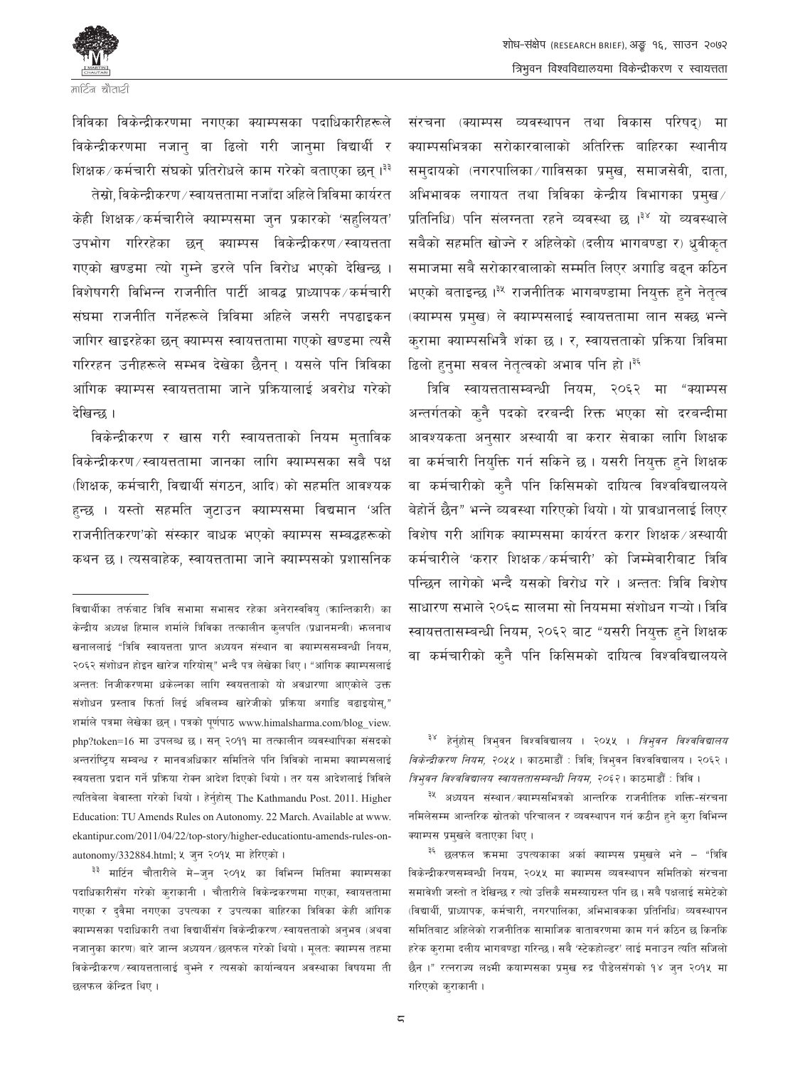त्रिविका विकेन्द्रीकरणमा नगएका क्याम्पसका पदाधिकारीहरूले विकेन्द्रीकरणमा नजानु वा ढिलो गरी जानुमा विद्यार्थी र शिक्षक/कर्मचारी संघको प्रतिरोधले काम गरेको बताएका छन्।[33]

तेस्रो, विकेन्द्रीकरण/स्वायत्ततामा नजाँदा अहिले त्रिविमा कार्यरत केही शिक्षक/कर्मचारीले क्याम्पसमा जुन प्रकारको 'सहुलियत' उपभोग गरिरहेका छन् क्याम्पस विकेन्द्रीकरण/स्वायत्तता गएको खण्डमा त्यो गुम्ने डरले पनि विरोध भएको देखिन्छ। विशेषगरी विभिन्न राजनीति पार्टी आबद्ध प्राध्यापक/कर्मचारी संघमा राजनीति गर्नेहरूले त्रिविमा अहिले जसरी नपढाइकन जागिर खाइरहेका छन् क्याम्पस स्वायत्ततामा गएको खण्डमा त्यसै गरिरहन उनीहरूले सम्भव देखेका छैनन्। यसले पनि त्रिविका आंगिक क्याम्पस स्वायत्ततामा जाने प्रक्रियालाई अवरोध गरेको देखिन्छ।

विकेन्द्रीकरण र खास गरी स्वायत्तताको नियम मुताबिक विकेन्द्रीकरण/स्वायत्ततामा जानका लागि क्याम्पसका सबै पक्ष (शिक्षक, कर्मचारी, विद्यार्थी संगठन, आदि) को सहमति आवश्यक हुन्छ। यस्तो सहमति जुटाउन क्याम्पसमा विद्यमान 'अति राजनीतिकरण'को संस्कार बाधक भएको क्याम्पस सम्बद्धहरूको कथन छ। त्यसबाहेक, स्वायत्ततामा जाने क्याम्पसको प्रशासनिक संरचना (क्याम्पस व्यवस्थापन तथा विकास परिषद्) मा क्याम्पसभित्रका सरोकारवालाको अतिरिक्त बाहिरका स्थानीय समुदायको (नगरपालिका/गाविसका प्रमुख, समाजसेवी, दाता, अभिभावक लगायत तथा त्रिविका केन्द्रीय विभागका प्रमुख/प्रतिनिधि) पनि संलग्नता रहने व्यवस्था छ।[34] यो व्यवस्थाले सबैको सहमति खोज्ने र अहिलेको (दलीय भागबण्डा र) ध्रुवीकृत समाजमा सबै सरोकारवालाको सम्मति लिएर अगाडि बढ्न कठिन भएको बताइन्छ।[35] राजनीतिक भागबण्डामा नियुक्त हुने नेतृत्व (क्याम्पस प्रमुख) ले क्याम्पसलाई स्वायत्ततामा लान सक्छ भन्ने कुरामा क्याम्पसभित्रै शंका छ। र, स्वायत्तताको प्रक्रिया त्रिविमा ढिलो हुनुमा सबल नेतृत्वको अभाव पनि हो।[36]

त्रिवि स्वायत्ततासम्बन्धी नियम, २०६२ मा "क्याम्पस अन्तर्गतको कुनै पदको दरबन्दी रिक्त भएका सो दरबन्दीमा आवश्यकता अनुसार अस्थायी वा करार सेवाका लागि शिक्षक वा कर्मचारी नियुक्ति गर्न सकिने छ। यसरी नियुक्त हुने शिक्षक वा कर्मचारीको कुनै पनि किसिमको दायित्व विश्वविद्यालयले बेहोर्ने छैन" भन्ने व्यवस्था गरिएको थियो। यो प्रावधानलाई लिएर विशेष गरी आंगिक क्याम्पसमा कार्यरत करार शिक्षक/अस्थायी कर्मचारीले 'करार शिक्षक/कर्मचारी' को जिम्मेवारीबाट त्रिवि पन्छिन लागेको भन्दै यसको विरोध गरे। अन्ततः त्रिवि विशेष साधारण सभाले २०६८ सालमा सो नियममा संशोधन गऱ्यो। त्रिवि स्वायत्ततासम्बन्धी नियम, २०६२ बाट "यसरी नियुक्त हुने शिक्षक वा कर्मचारीको कुनै पनि किसिमको दायित्व विश्वविद्यालयले

---

विद्यार्थीका तर्फबाट त्रिवि सभामा सभासद रहेका अनेरास्ववियु (क्रान्तिकारी) का केन्द्रीय अध्यक्ष हिमाल शर्माले त्रिविका तत्कालीन कुलपति (प्रधानमन्त्री) झलनाथ खनाललाई "त्रिवि स्वायत्तता प्राप्त अध्ययन संस्थान वा क्याम्पससम्बन्धी नियम, २०६२ संशोधन होइन खारेज गरियोस्" भन्दै पत्र लेखेका थिए। "आंगिक क्याम्पसलाई अन्ततः निजीकरणमा धकेल्नका लागि स्वयत्तताको यो अवधारणा आएकोले उक्त संशोधन प्रस्ताव फिर्ता लिई अविलम्ब खारेजीको प्रक्रिया अगाडि बढाइयोस्," शर्माले पत्रमा लेखेका छन्। पत्रको पूर्णपाठ www.himalsharma.com/blog_view.php?token=16 मा उपलब्ध छ। सन् २०११ मा तत्कालीन व्यवस्थापिका संसदको अन्तर्राष्ट्रिय सम्बन्ध र मानवअधिकार समितिले पनि त्रिविको नाममा क्याम्पसलाई स्वयत्तता प्रदान गर्ने प्रक्रिया रोक्न आदेश दिएको थियो। तर यस आदेशलाई त्रिविले त्यतिबेला बेवास्ता गरेको थियो। हेर्नुहोस् The Kathmandu Post. 2011. Higher Education: TU Amends Rules on Autonomy. 22 March. Available at www.ekantipur.com/2011/04/22/top-story/higher-educationtu-amends-rules-on-autonomy/332884.html; ५ जुन २०१५ मा हेरिएको।

[33] मार्टिन चौतारीले मे–जुन २०१५ का विभिन्न मितिमा क्याम्पसका पदाधिकारीसँग गरेको कुराकानी। चौतारीले विकेन्द्रकरणमा गएका, स्वायत्ततामा गएका र दुवैमा नगएका उपत्यका र उपत्यका बाहिरका त्रिविका केही आंगिक क्याम्पसका पदाधिकारी तथा विद्यार्थीसँग विकेन्द्रीकरण/स्वायत्तताको अनुभव (अथवा नजानुका कारण) बारे जान्न अध्ययन/छलफल गरेको थियो। मूलतः क्याम्पस तहमा विकेन्द्रीकरण/स्वायत्ततालाई बुझ्ने र त्यसको कार्यान्वयन अवस्थाका विषयमा ती छलफल केन्द्रित थिए।

[34] हेर्नुहोस् त्रिभुवन विश्वविद्यालय। २०५५। *त्रिभुवन विश्वविद्यालय विकेन्द्रीकरण नियम, २०५५*। काठमाडौं : त्रिवि; त्रिभुवन विश्वविद्यालय। २०६२। *त्रिभुवन विश्वविद्यालय स्वायत्ततासम्बन्धी नियम, २०६२*। काठमाडौं : त्रिवि।

[35] अध्ययन संस्थान/क्याम्पसभित्रको आन्तरिक राजनीतिक शक्ति-संरचना नमिलेसम्म आन्तरिक स्रोतको परिचालन र व्यवस्थापन गर्न कठिन हुने कुरा विभिन्न क्याम्पस प्रमुखले बताएका थिए।

[36] छलफल क्रममा उपत्यकाका अर्को क्याम्पस प्रमुखले भने – "त्रिवि विकेन्द्रीकरणसम्बन्धी नियम, २०५५ मा क्याम्पस व्यवस्थापन समितिको संरचना समावेशी जस्तो त देखिन्छ र त्यो उत्तिकै समस्याग्रस्त पनि छ। सबै पक्षलाई समेटेको (विद्यार्थी, प्राध्यापक, कर्मचारी, नगरपालिका, अभिभावकका प्रतिनिधि) व्यवस्थापन समितिबाट अहिलेको राजनीतिक सामाजिक वातावरणमा काम गर्न कठिन छ किनकि हरेक कुरामा दलीय भागबण्डा गरिन्छ। सबै 'स्टेकहोल्डर' लाई मनाउन त्यति सजिलो छैन।" रत्नराज्य लक्ष्मी क्याम्पसका प्रमुख रुद्र पौडेलसँगको १४ जुन २०१५ मा गरिएको कुराकानी।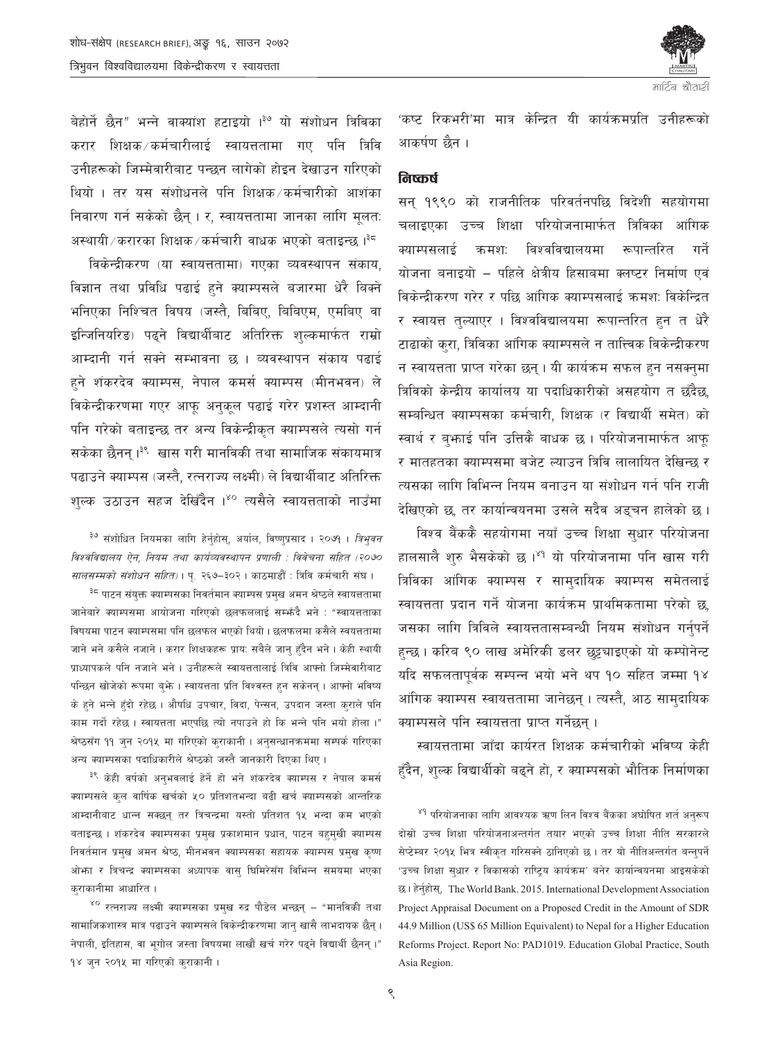बेहोर्ने छैन" भन्ने वाक्यांश हटाइयो ।[३७] यो संशोधन त्रिविका करार शिक्षक/कर्मचारीलाई स्वायत्ततामा गए पनि त्रिवि उनीहरूको जिम्मेवारीबाट पन्छन लागेको होइन देखाउन गरिएको थियो । तर यस संशोधनले पनि शिक्षक/कर्मचारीको आशंका निवारण गर्न सकेको छैन् । र, स्वायत्ततामा जानका लागि मूलतः अस्थायी/करारका शिक्षक/कर्मचारी बाधक भएको बताइन्छ ।[३८]

विकेन्द्रीकरण (या स्वायत्ततामा) गएका व्यवस्थापन संकाय, विज्ञान तथा प्रविधि पढाई हुने क्याम्पसले बजारमा धेरै बिक्ने भनिएका निश्चित विषय (जस्तै, बिबिए, बिबिएम, एमबिए वा इन्जिनियरिङ) पढ्ने विद्यार्थीबाट अतिरिक्त शुल्कमार्फत राम्रो आम्दानी गर्न सक्ने सम्भावना छ । व्यवस्थापन संकाय पढाई हुने शंकरदेव क्याम्पस, नेपाल कमर्स क्याम्पस (मीनभवन) ले विकेन्द्रीकरणमा गएर आफू अनुकूल पढाई गरेर प्रशस्त आम्दानी पनि गरेको बताइन्छ तर अन्य विकेन्द्रीकृत क्याम्पसले त्यसो गर्न सकेका छैनन् ।[३९] खास गरी मानविकी तथा सामाजिक संकायमात्र पढाउने क्याम्पस (जस्तै, रत्नराज्य लक्ष्मी) ले विद्यार्थीबाट अतिरिक्त शुल्क उठाउन सहज देखिँदैन ।[४०] त्यसैले स्वायत्तताको नाउँमा 'कष्ट रिकभरी'मा मात्र केन्द्रित यी कार्यक्रमप्रति उनीहरूको आकर्षण छैन ।

## निष्कर्ष

सन् १९९० को राजनीतिक परिवर्तनपछि विदेशी सहयोगमा चलाइएका उच्च शिक्षा परियोजनामार्फत त्रिविका आंगिक क्याम्पसलाई क्रमशः विश्वविद्यालयमा रूपान्तरित गर्ने योजना बनाइयो – पहिले क्षेत्रीय हिसाबमा क्लष्टर निर्माण एवं विकेन्द्रीकरण गरेर र पछि आंगिक क्याम्पसलाई क्रमशः विकेन्द्रित र स्वायत्त तुल्याएर । विश्वविद्यालयमा रूपान्तरित हुन त धेरै टाढाको कुरा, त्रिविका आंगिक क्याम्पसले न तात्त्विक विकेन्द्रीकरण न स्वायत्तता प्राप्त गरेका छन् । यी कार्यक्रम सफल हुन नसक्नुमा त्रिविको केन्द्रीय कार्यालय या पदाधिकारीको असहयोग त छँदैछ, सम्बन्धित क्याम्पसका कर्मचारी, शिक्षक (र विद्यार्थी समेत) को स्वार्थ र बुझाई पनि उत्तिकै बाधक छ । परियोजनामार्फत आफू र मातहतका क्याम्पसमा बजेट ल्याउन त्रिवि लालायित देखिन्छ र त्यसका लागि विभिन्न नियम बनाउन या संशोधन गर्न पनि राजी देखिएको छ, तर कार्यान्वयनमा उसले सदैव अड्चन हालेको छ ।

विश्व बैंककै सहयोगमा नयाँ उच्च शिक्षा सुधार परियोजना हालसालै शुरु भैसकेको छ ।[४१] यो परियोजनामा पनि खास गरी त्रिविका आंगिक क्याम्पस र सामुदायिक क्याम्पस समेतलाई स्वायत्तता प्रदान गर्ने योजना कार्यक्रम प्राथमिकतामा परेको छ, जसका लागि त्रिविले स्वायत्ततासम्बन्धी नियम संशोधन गर्नुपर्ने हुन्छ । करिब ९० लाख अमेरिकी डलर छुट्ट्याइएको यो कम्पोनेन्ट यदि सफलतापूर्वक सम्पन्न भयो भने थप १० सहित जम्मा १४ आंगिक क्याम्पस स्वायत्ततामा जानेछन् । त्यस्तै, आठ सामुदायिक क्याम्पसले पनि स्वायत्तता प्राप्त गर्नेछन् ।

स्वायत्ततामा जाँदा कार्यरत शिक्षक कर्मचारीको भविष्य केही हुँदैन, शुल्क विद्यार्थीको बढ्ने हो, र क्याम्पसको भौतिक निर्माणका

---

[३७] संशोधित नियमका लागि हेर्नुहोस्, अर्याल, विष्णुप्रसाद । २०७१ । *त्रिभुवन विश्वविद्यालय ऐन, नियम तथा कार्यव्यवस्थापन प्रणाली : विवेचना सहित (२०७० सालसम्मको संशोधन सहित)* । पृ. २६७–३०२ । काठमाडौं : त्रिवि कर्मचारी संघ ।

[३८] पाटन संयुक्त क्याम्पसका निवर्तमान क्याम्पस प्रमुख अमन श्रेष्ठले स्वायत्ततामा जानेबारे क्याम्पसमा आयोजना गरिएको छलफललाई सम्झँदै भने : "स्वायत्तताका विषयमा पाटन क्याम्पसमा पनि छलफल भएको थियो । छलफलमा कसैले स्वयत्ततामा जाने भने कसैले नजाने । करार शिक्षकहरू प्रायः सबैले जानु हुँदैन भने । केही स्थायी प्राध्यापकले पनि नजाने भने । उनीहरूले स्वायत्ततालाई त्रिवि आफ्नो जिम्मेवारीबाट पन्छिन खोजेको रूपमा बुझे । स्वायत्तता प्रति विश्वस्त हुन सकेनन् । आफ्नो भविष्य के हुने भन्ने हुँदो रहेछ । औषधि उपचार, बिदा, पेन्सन, उपदान जस्ता कुराले पनि काम गर्दो रहेछ । स्वायत्तता भएपछि त्यो नपाउने हो कि भन्ने पनि भयो होला ।" श्रेष्ठसँग ११ जुन २०१५ मा गरिएको कुराकानी । अनुसन्धानक्रममा सम्पर्क गरिएका अन्य क्याम्पसका पदाधिकारीले श्रेष्ठको जस्तै जानकारी दिएका थिए ।

[३९] केही वर्षको अनुभवलाई हेर्ने हो भने शंकरदेव क्याम्पस र नेपाल कमर्स क्याम्पसले कुल वार्षिक खर्चको ५० प्रतिशतभन्दा बढी खर्च क्याम्पसको आन्तरिक आम्दानीबाट धान्न सक्छन् तर त्रिचन्द्रमा यस्तो प्रतिशत १५ भन्दा कम भएको बताइन्छ । शंकरदेव क्याम्पसका प्रमुख प्रकाशमान प्रधान, पाटन बहुमुखी क्याम्पस निवर्तमान प्रमुख अमन श्रेष्ठ, मीनभवन क्याम्पसका सहायक क्याम्पस प्रमुख कृष्ण ओझा र त्रिचन्द्र क्याम्पसका अध्यापक वासु घिमिरेसँग विभिन्न समयमा भएका कुराकानीमा आधारित ।

[४०] रत्नराज्य लक्ष्मी क्याम्पसका प्रमुख रुद्र पौडेल भन्छन् – "मानविकी तथा सामाजिकशास्त्र मात्र पढाउने क्याम्पसले विकेन्द्रीकरणमा जानु खासै लाभदायक छैन् । नेपाली, इतिहास, वा भूगोल जस्ता विषयमा लाखौं खर्च गरेर पढ्ने विद्यार्थी छैनन् ।" १४ जुन २०१५ मा गरिएको कुराकानी ।

[४१] परियोजनाका लागि आवश्यक ऋण लिन विश्व बैंकका अघोषित शर्त अनुरूप दोस्रो उच्च शिक्षा परियोजनाअन्तर्गत तयार भएको उच्च शिक्षा नीति सरकारले सेप्टेम्बर २०१५ भित्र स्वीकृत गरिसक्ने ठानिएको छ । तर यो नीतिअन्तर्गत बन्नुपर्ने 'उच्च शिक्षा सुधार र विकासको राष्ट्रिय कार्यक्रम' बनेर कार्यान्वयनमा आइसकेको छ । हेर्नुहोस्, The World Bank. 2015. International Development Association Project Appraisal Document on a Proposed Credit in the Amount of SDR 44.9 Million (US$ 65 Million Equivalent) to Nepal for a Higher Education Reforms Project. Report No: PAD1019. Education Global Practice, South Asia Region.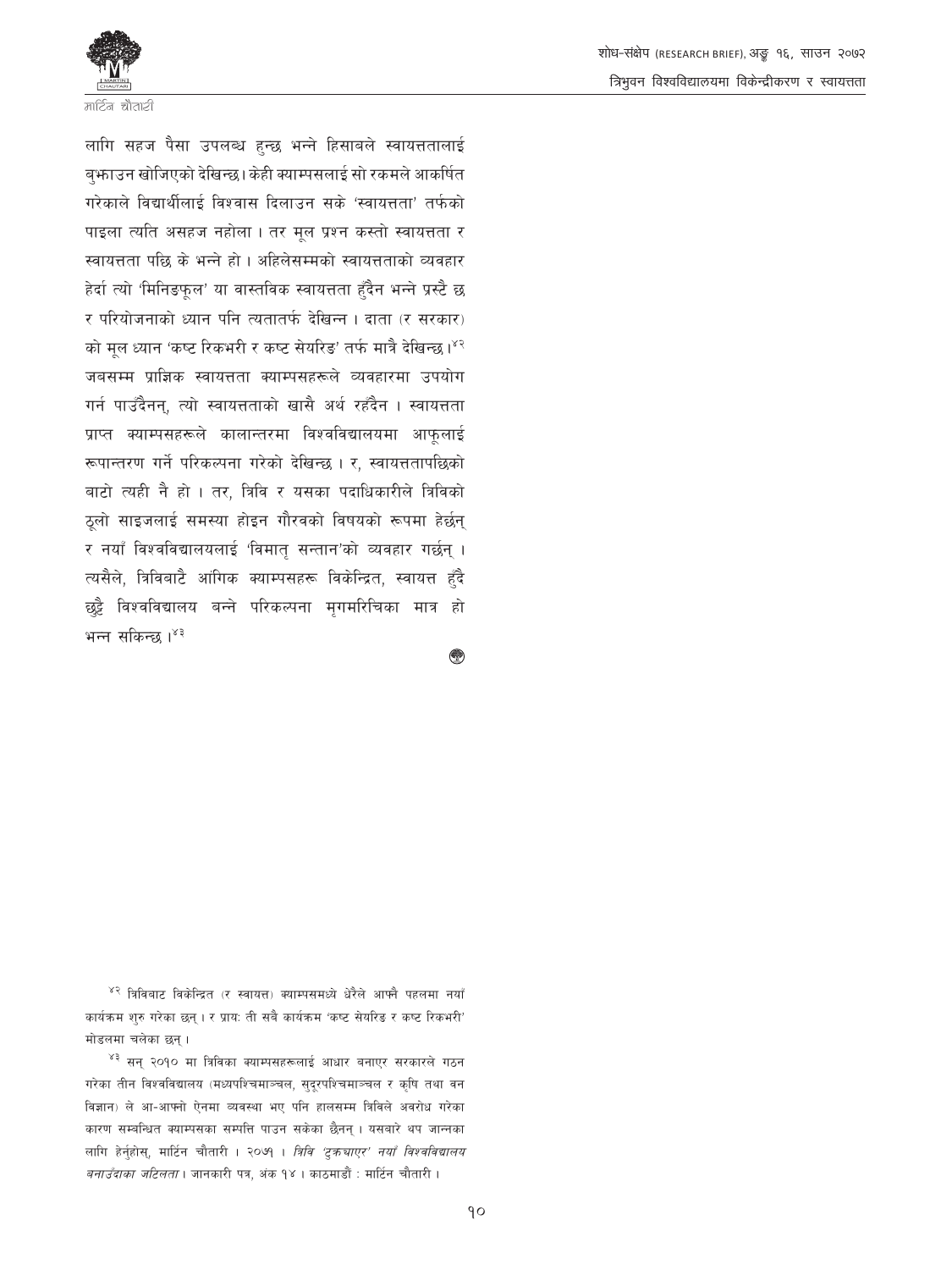लागि सहज पैसा उपलब्ध हुन्छ भन्ने हिसाबले स्वायत्ततालाई बुझाउन खोजिएको देखिन्छ। केही क्याम्पसलाई सो रकमले आकर्षित गरेकाले विद्यार्थीलाई विश्वास दिलाउन सके 'स्वायत्तता' तर्फको पाइला त्यति असहज नहोला । तर मूल प्रश्न कस्तो स्वायत्तता र स्वायत्तता पछि के भन्ने हो । अहिलेसम्मको स्वायत्तताको व्यवहार हेर्दा त्यो 'मिनिङफूल' या वास्तविक स्वायत्तता हुँदैन भन्ने प्रस्टै छ र परियोजनाको ध्यान पनि त्यतातर्फ देखिन्न । दाता (र सरकार) को मूल ध्यान 'कष्ट रिकभरी र कष्ट सेयरिङ' तर्फ मात्रै देखिन्छ।[४२] जबसम्म प्राज्ञिक स्वायत्तता क्याम्पसहरूले व्यवहारमा उपयोग गर्न पाउँदैनन्, त्यो स्वायत्तताको खासै अर्थ रहँदैन । स्वायत्तता प्राप्त क्याम्पसहरूले कालान्तरमा विश्वविद्यालयमा आफूलाई रूपान्तरण गर्ने परिकल्पना गरेको देखिन्छ । र, स्वायत्ततापछिको बाटो त्यही नै हो । तर, त्रिवि र यसका पदाधिकारीले त्रिविको ठूलो साइजलाई समस्या होइन गौरवको विषयको रूपमा हेर्छन् र नयाँ विश्वविद्यालयलाई 'विमातृ सन्तान'को व्यवहार गर्छन् । त्यसैले, त्रिविबाटै आंगिक क्याम्पसहरू विकेन्द्रित, स्वायत्त हुँदै छुट्टै विश्वविद्यालय बन्ने परिकल्पना मृगमरिचिका मात्र हो भन्न सकिन्छ ।[४३]

---

[४२] त्रिविबाट विकेन्द्रित (र स्वायत्त) क्याम्पसमध्ये धेरैले आफ्नै पहलमा नयाँ कार्यक्रम शुरु गरेका छन् । र प्रायः ती सबै कार्यक्रम 'कष्ट सेयरिङ र कष्ट रिकभरी' मोडलमा चलेका छन् ।

[४३] सन् २०१० मा त्रिविका क्याम्पसहरूलाई आधार बनाएर सरकारले गठन गरेका तीन विश्वविद्यालय (मध्यपश्चिमाञ्चल, सुदूरपश्चिमाञ्चल र कृषि तथा वन विज्ञान) ले आ-आफ्नो ऐनमा व्यवस्था भए पनि हालसम्म त्रिविले अवरोध गरेका कारण सम्बन्धित क्याम्पसका सम्पत्ति पाउन सकेका छैनन् । यसबारे थप जान्नका लागि हेर्नुहोस्, मार्टिन चौतारी । २०७१ । *त्रिवि 'टुक्रयाएर' नयाँ विश्वविद्यालय बनाउँदाका जटिलता* । जानकारी पत्र, अंक १४ । काठमाडौं : मार्टिन चौतारी ।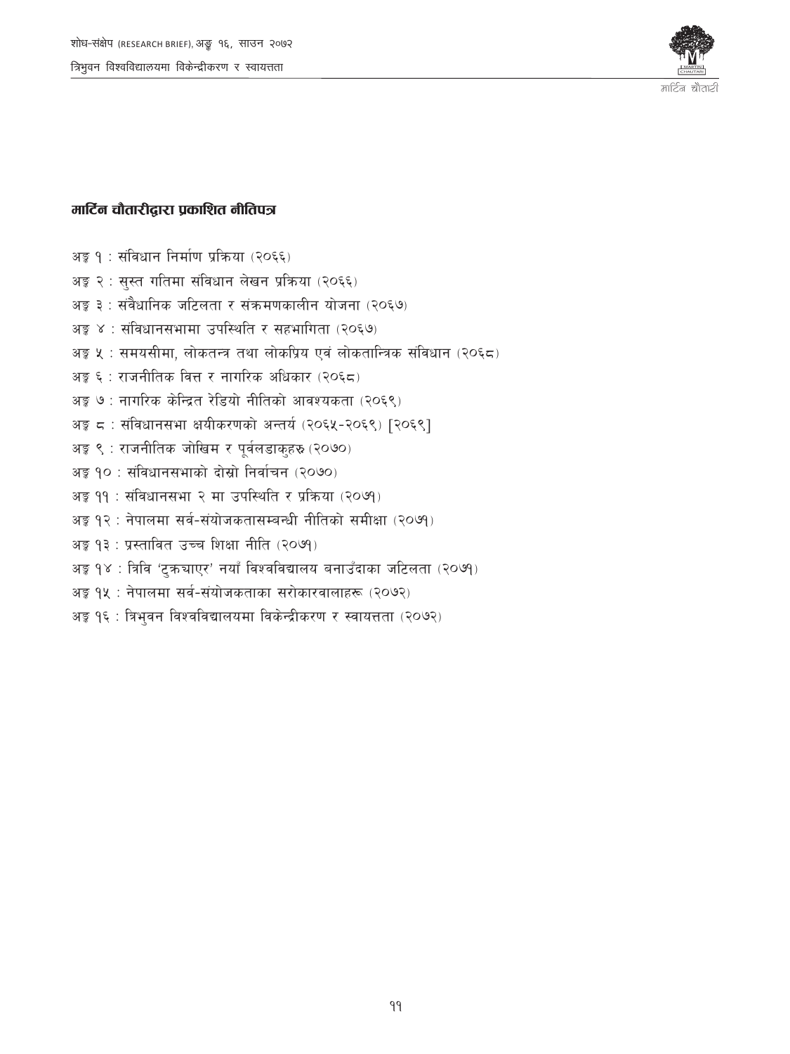## मार्टिन चौतारीद्वारा प्रकाशित नीतिपत्र

अङ्क १ : संविधान निर्माण प्रक्रिया (२०६६)

अङ्क २ : सुस्त गतिमा संविधान लेखन प्रक्रिया (२०६६)

अङ्क ३ : संवैधानिक जटिलता र संक्रमणकालीन योजना (२०६७)

अङ्क ४ : संविधानसभामा उपस्थिति र सहभागिता (२०६७)

अङ्क ५ : समयसीमा, लोकतन्त्र तथा लोकप्रिय एवं लोकतान्त्रिक संविधान (२०६८)

अङ्क ६ : राजनीतिक वित्त र नागरिक अधिकार (२०६८)

अङ्क ७ : नागरिक केन्द्रित रेडियो नीतिको आवश्यकता (२०६९)

अङ्क ८ : संविधानसभा क्षयीकरणको अन्तर्य (२०६५-२०६९) [२०६९]

अङ्क ९ : राजनीतिक जोखिम र पूर्वलडाकुहरु (२०७०)

अङ्क १० : संविधानसभाको दोस्रो निर्वाचन (२०७०)

अङ्क ११ : संविधानसभा २ मा उपस्थिति र प्रक्रिया (२०७१)

अङ्क १२ : नेपालमा सर्व-संयोजकतासम्बन्धी नीतिको समीक्षा (२०७१)

अङ्क १३ : प्रस्तावित उच्च शिक्षा नीति (२०७१)

अङ्क १४ : त्रिवि 'टुक्र्याएर' नयाँ विश्वविद्यालय बनाउँदाका जटिलता (२०७१)

अङ्क १५ : नेपालमा सर्व-संयोजकताका सरोकारवालाहरू (२०७२)

अङ्क १६ : त्रिभुवन विश्वविद्यालयमा विकेन्द्रीकरण र स्वायत्तता (२०७२)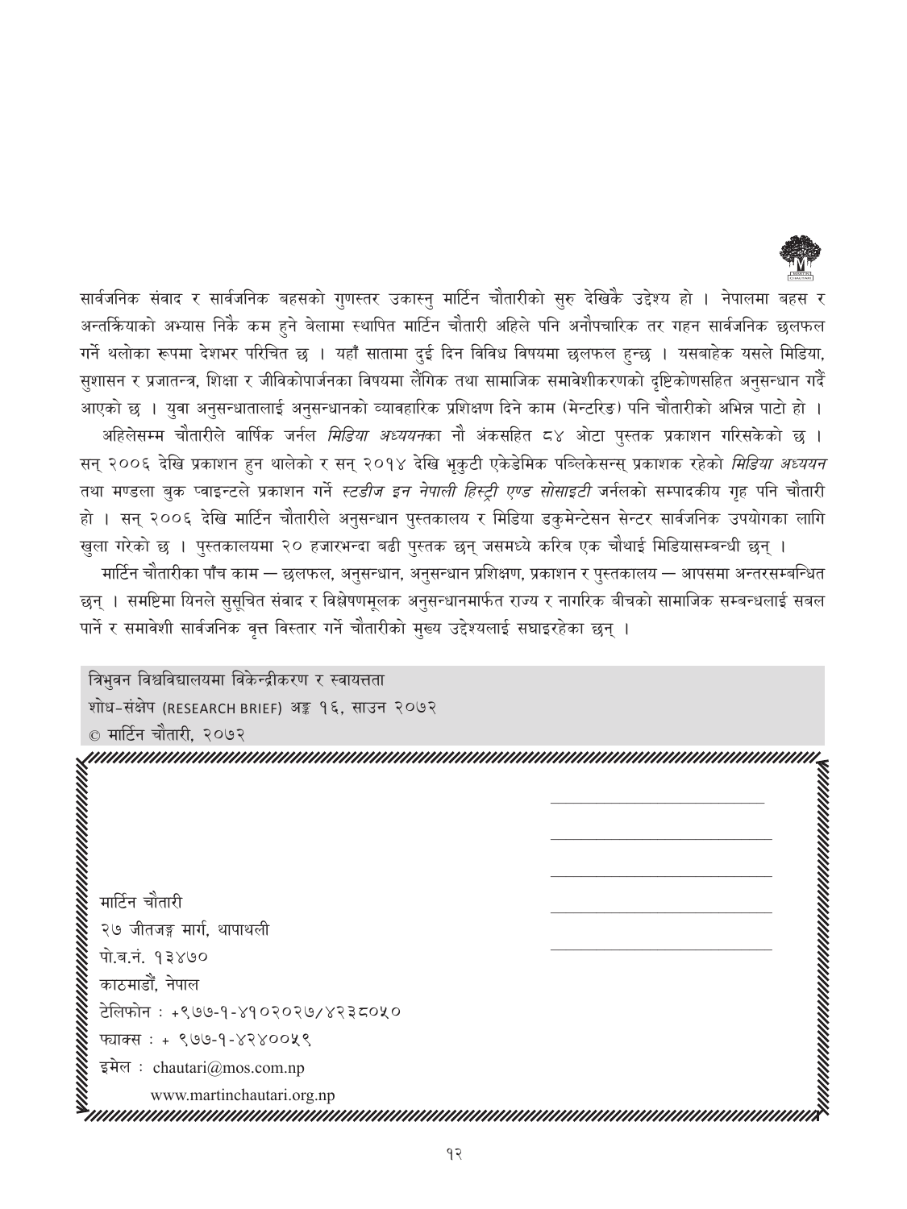सार्वजनिक संवाद र सार्वजनिक बहसको गुणस्तर उकास्नु मार्टिन चौतारीको सुरु देखिकै उद्देश्य हो । नेपालमा बहस र अन्तर्क्रियाको अभ्यास निकै कम हुने बेलामा स्थापित मार्टिन चौतारी अहिले पनि अनौपचारिक तर गहन सार्वजनिक छलफल गर्ने थलोका रूपमा देशभर परिचित छ । यहाँ सातामा दुई दिन विविध विषयमा छलफल हुन्छ । यसबाहेक यसले मिडिया, सुशासन र प्रजातन्त्र, शिक्षा र जीविकोपार्जनका विषयमा लैंगिक तथा सामाजिक समावेशीकरणको दृष्टिकोणसहित अनुसन्धान गर्दै आएको छ । युवा अनुसन्धातालाई अनुसन्धानको व्यावहारिक प्रशिक्षण दिने काम (मेन्टरिङ) पनि चौतारीको अभिन्न पाटो हो ।

अहिलेसम्म चौतारीले वार्षिक जर्नल *मिडिया अध्ययन*का नौ अंकसहित ८४ ओटा पुस्तक प्रकाशन गरिसकेको छ । सन् २००६ देखि प्रकाशन हुन थालेको र सन् २०१४ देखि भृकुटी एकेडेमिक पब्लिकेसन्स् प्रकाशक रहेको *मिडिया अध्ययन* तथा मण्डला बुक प्वाइन्टले प्रकाशन गर्ने *स्टडीज इन नेपाली हिस्ट्री एण्ड सोसाइटी* जर्नलको सम्पादकीय गृह पनि चौतारी हो । सन् २००६ देखि मार्टिन चौतारीले अनुसन्धान पुस्तकालय र मिडिया डकुमेन्टेसन सेन्टर सार्वजनिक उपयोगका लागि खुला गरेको छ । पुस्तकालयमा २० हजारभन्दा बढी पुस्तक छन् जसमध्ये करिब एक चौथाई मिडियासम्बन्धी छन् ।

मार्टिन चौतारीका पाँच काम — छलफल, अनुसन्धान, अनुसन्धान प्रशिक्षण, प्रकाशन र पुस्तकालय — आपसमा अन्तरसम्बन्धित छन् । समष्टिमा यिनले सुसूचित संवाद र विश्लेषणमूलक अनुसन्धानमार्फत राज्य र नागरिक बीचको सामाजिक सम्बन्धलाई सबल पार्ने र समावेशी सार्वजनिक वृत्त विस्तार गर्ने चौतारीको मुख्य उद्देश्यलाई सघाइरहेका छन् ।

त्रिभुवन विश्वविद्यालयमा विकेन्द्रीकरण र स्वायत्तता
शोध-संक्षेप (RESEARCH BRIEF) अङ्क १६, साउन २०७२
© मार्टिन चौतारी, २०७२

मार्टिन चौतारी
२७ जीतजङ्ग मार्ग, थापाथली
पो.ब.नं. १३४७०
काठमाडौं, नेपाल
टेलिफोन : +९७७-१-४१०२०२७/४२३८०५०
फ्याक्स : + ९७७-१-४२४००५९
इमेल : chautari@mos.com.np
www.martinchautari.org.np